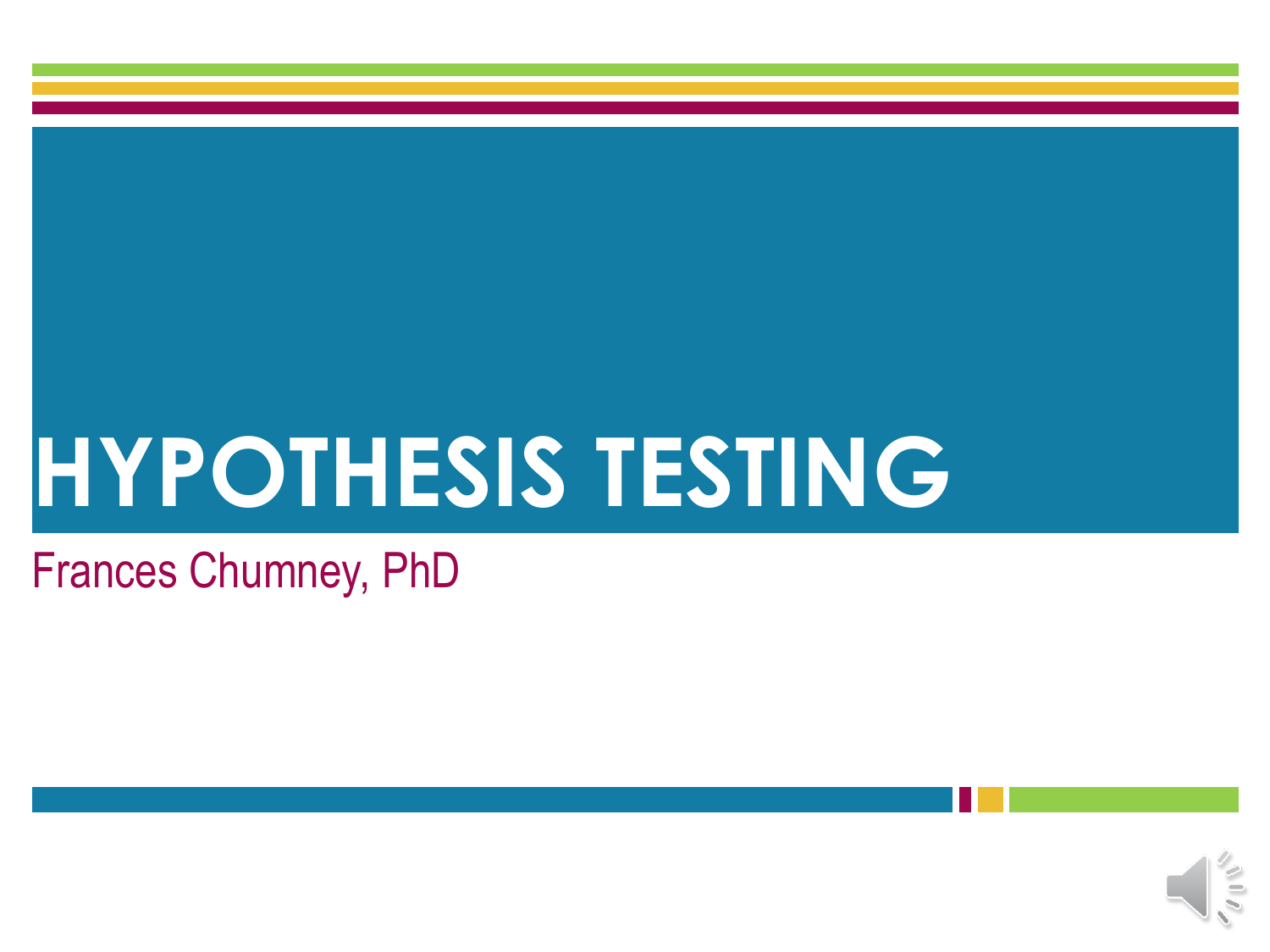# HYPOTHESIS TESTING

Frances Chumney, PhD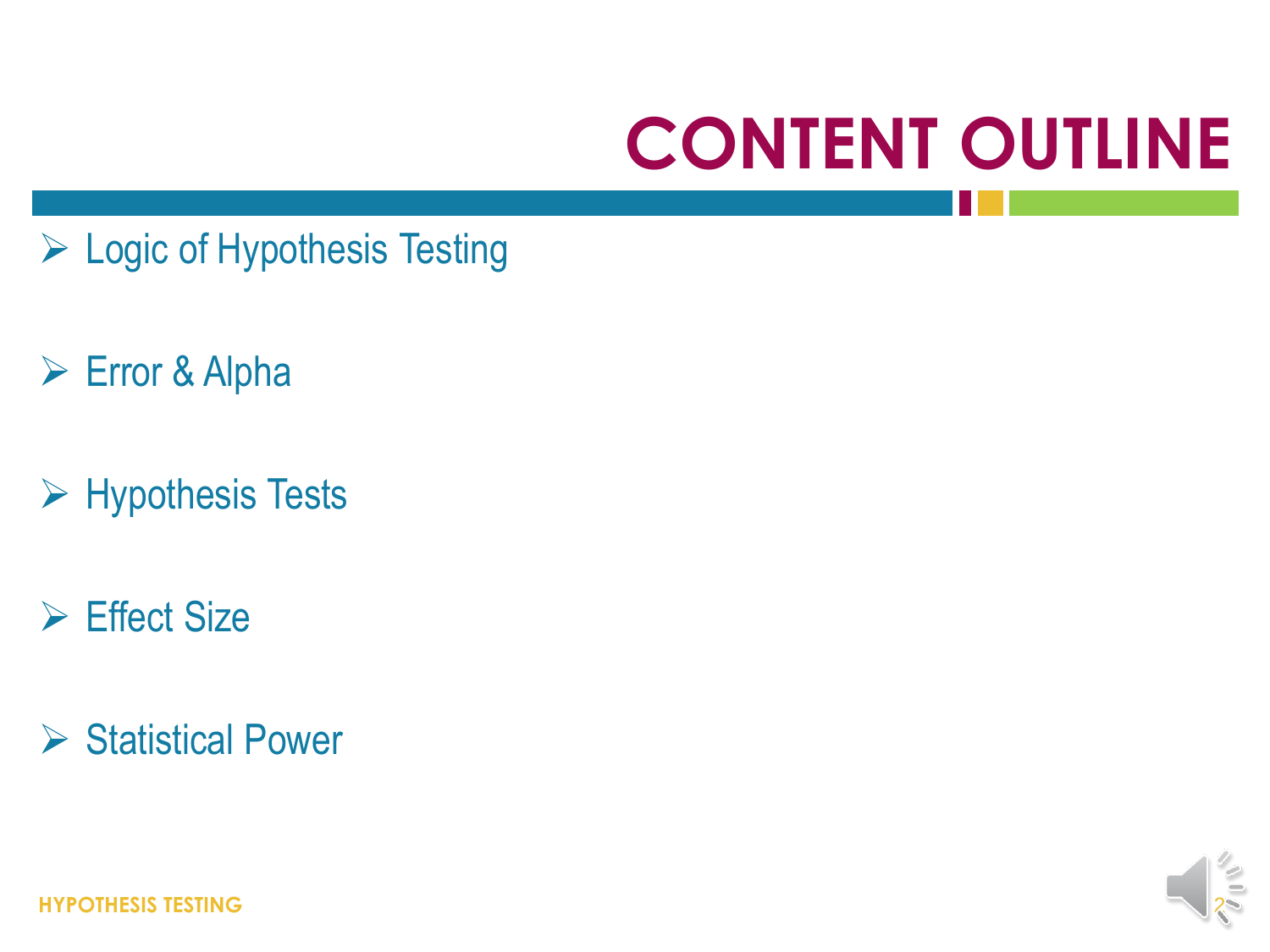# CONTENT OUTLINE

- Logic of Hypothesis Testing
- Error & Alpha
- Hypothesis Tests
- Effect Size
- Statistical Power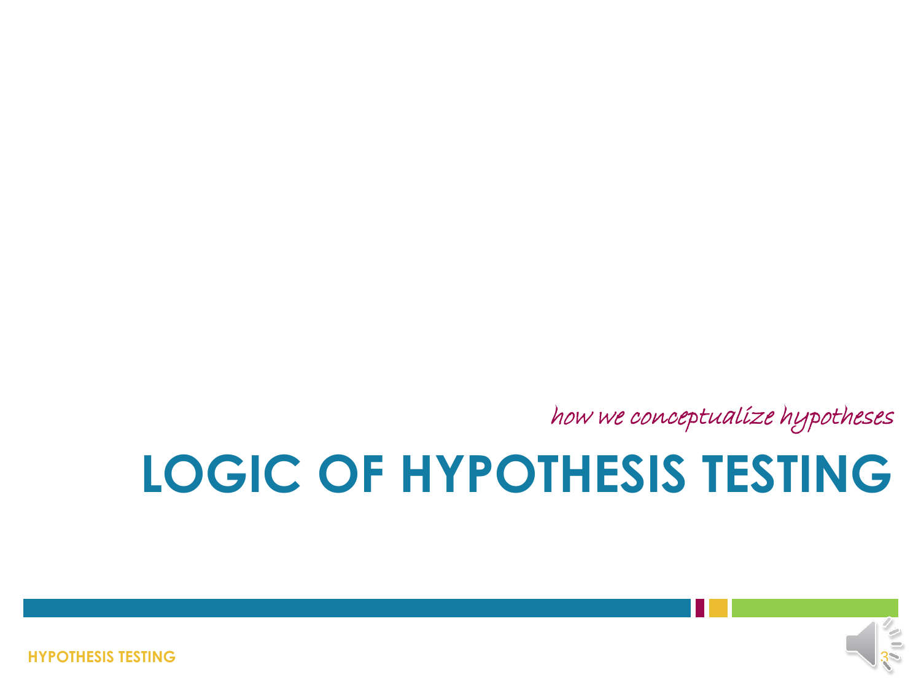*how we conceptualize hypotheses*

# LOGIC OF HYPOTHESIS TESTING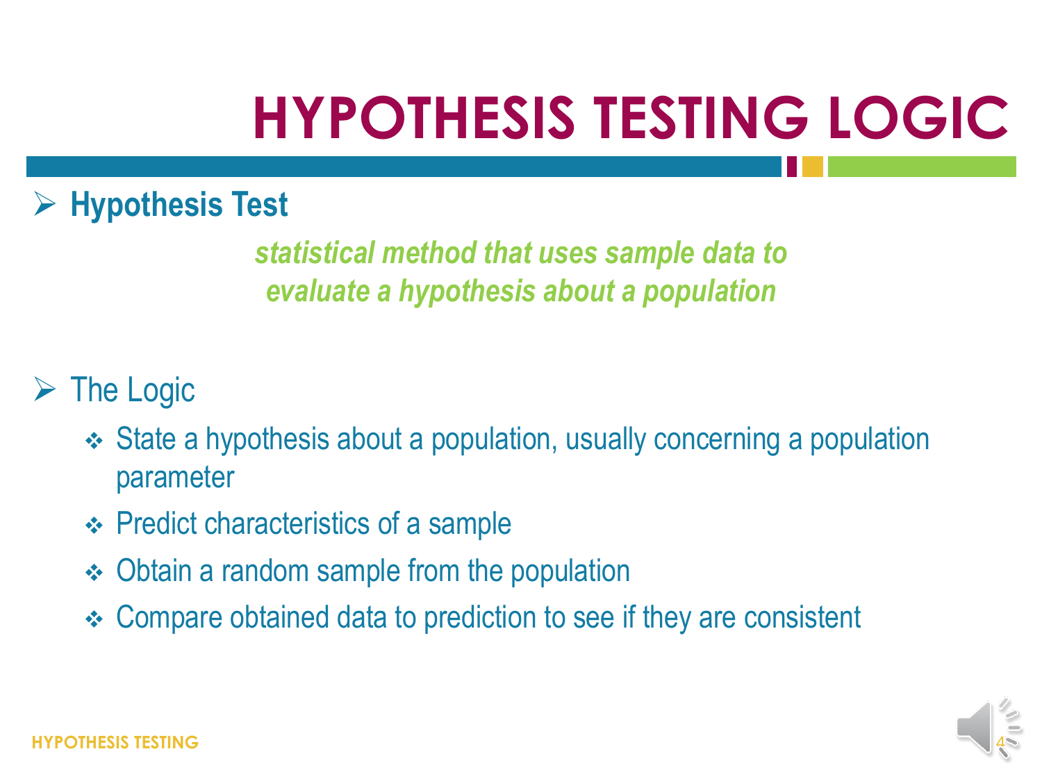# HYPOTHESIS TESTING LOGIC

- **Hypothesis Test**

  ***statistical method that uses sample data to evaluate a hypothesis about a population***

- The Logic
  - State a hypothesis about a population, usually concerning a population parameter
  - Predict characteristics of a sample
  - Obtain a random sample from the population
  - Compare obtained data to prediction to see if they are consistent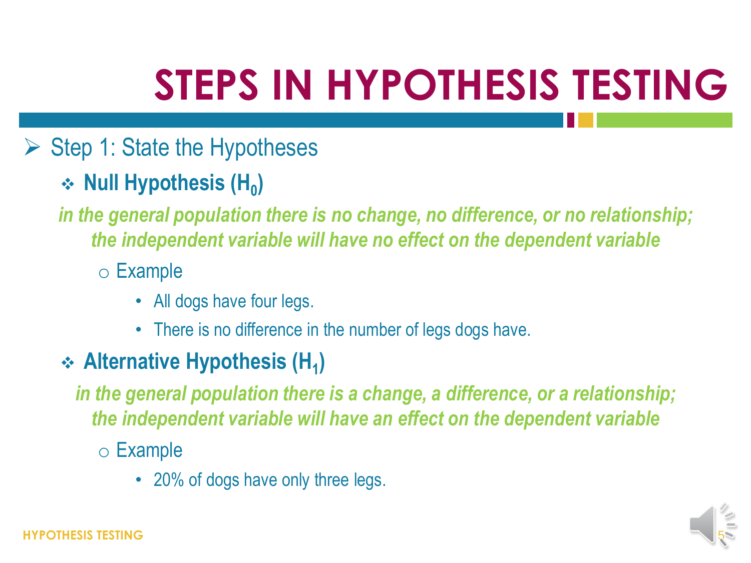# STEPS IN HYPOTHESIS TESTING

- Step 1: State the Hypotheses
  - **Null Hypothesis ($H_0$)**

    ***in the general population there is no change, no difference, or no relationship; the independent variable will have no effect on the dependent variable***

    - Example
      - All dogs have four legs.
      - There is no difference in the number of legs dogs have.
  - **Alternative Hypothesis ($H_1$)**

    ***in the general population there is a change, a difference, or a relationship; the independent variable will have an effect on the dependent variable***

    - Example
      - 20% of dogs have only three legs.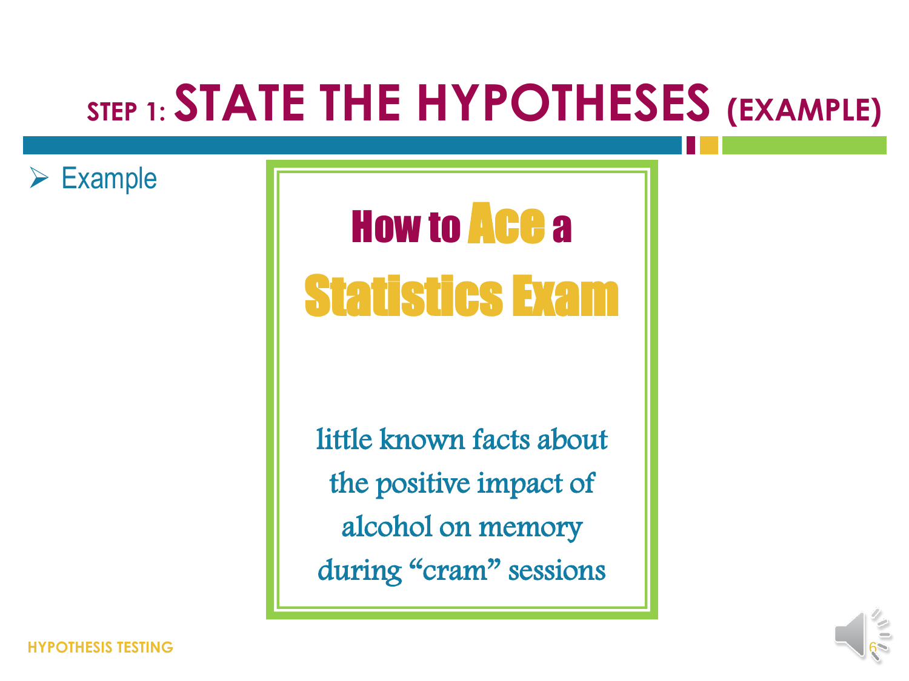# STEP 1: STATE THE HYPOTHESES (EXAMPLE)

- Example

**How to Ace a Statistics Exam**

little known facts about the positive impact of alcohol on memory during "cram" sessions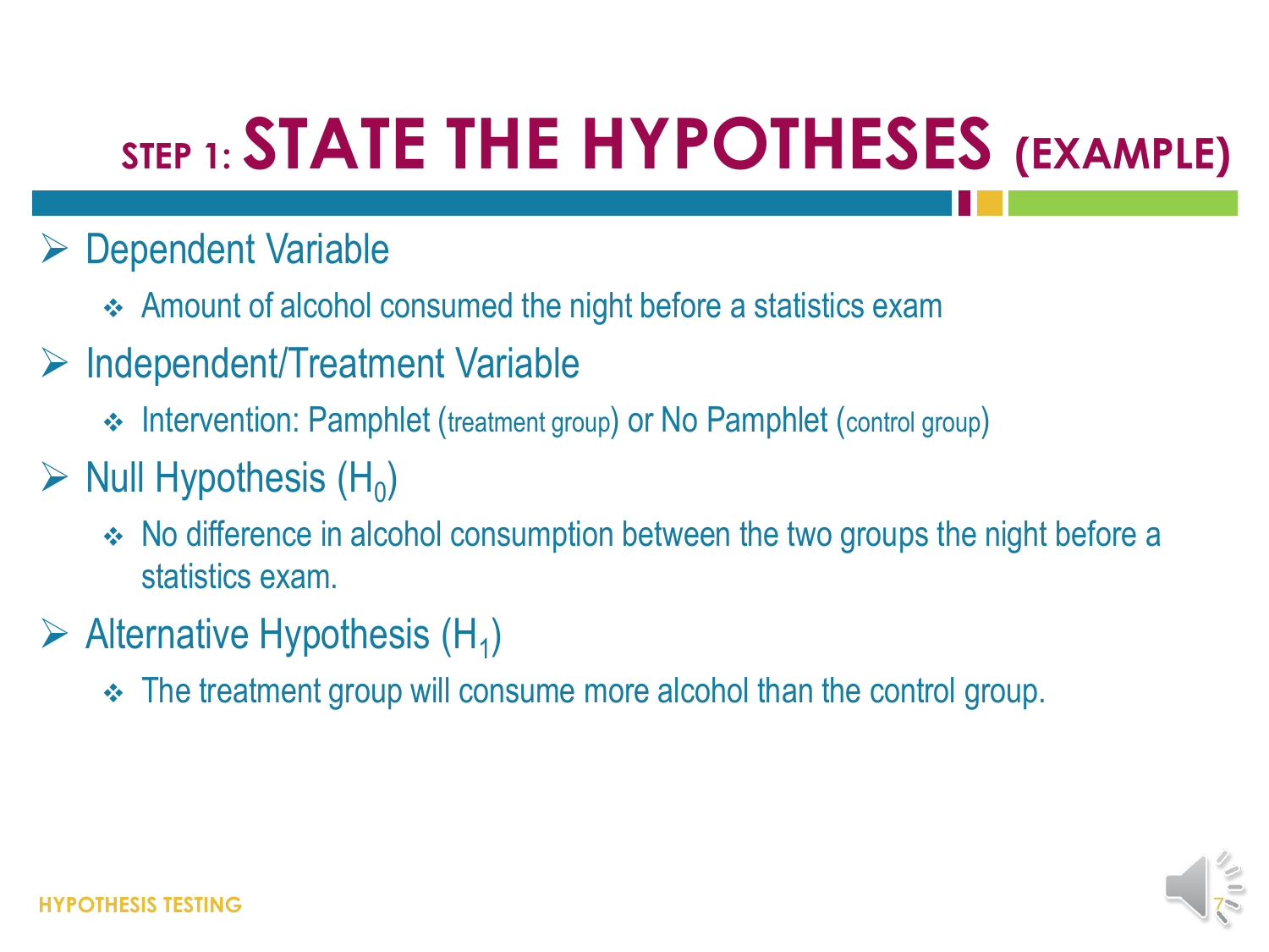# STEP 1: STATE THE HYPOTHESES (EXAMPLE)

- Dependent Variable
  - Amount of alcohol consumed the night before a statistics exam
- Independent/Treatment Variable
  - Intervention: Pamphlet (treatment group) or No Pamphlet (control group)
- Null Hypothesis ($H_0$)
  - No difference in alcohol consumption between the two groups the night before a statistics exam.
- Alternative Hypothesis ($H_1$)
  - The treatment group will consume more alcohol than the control group.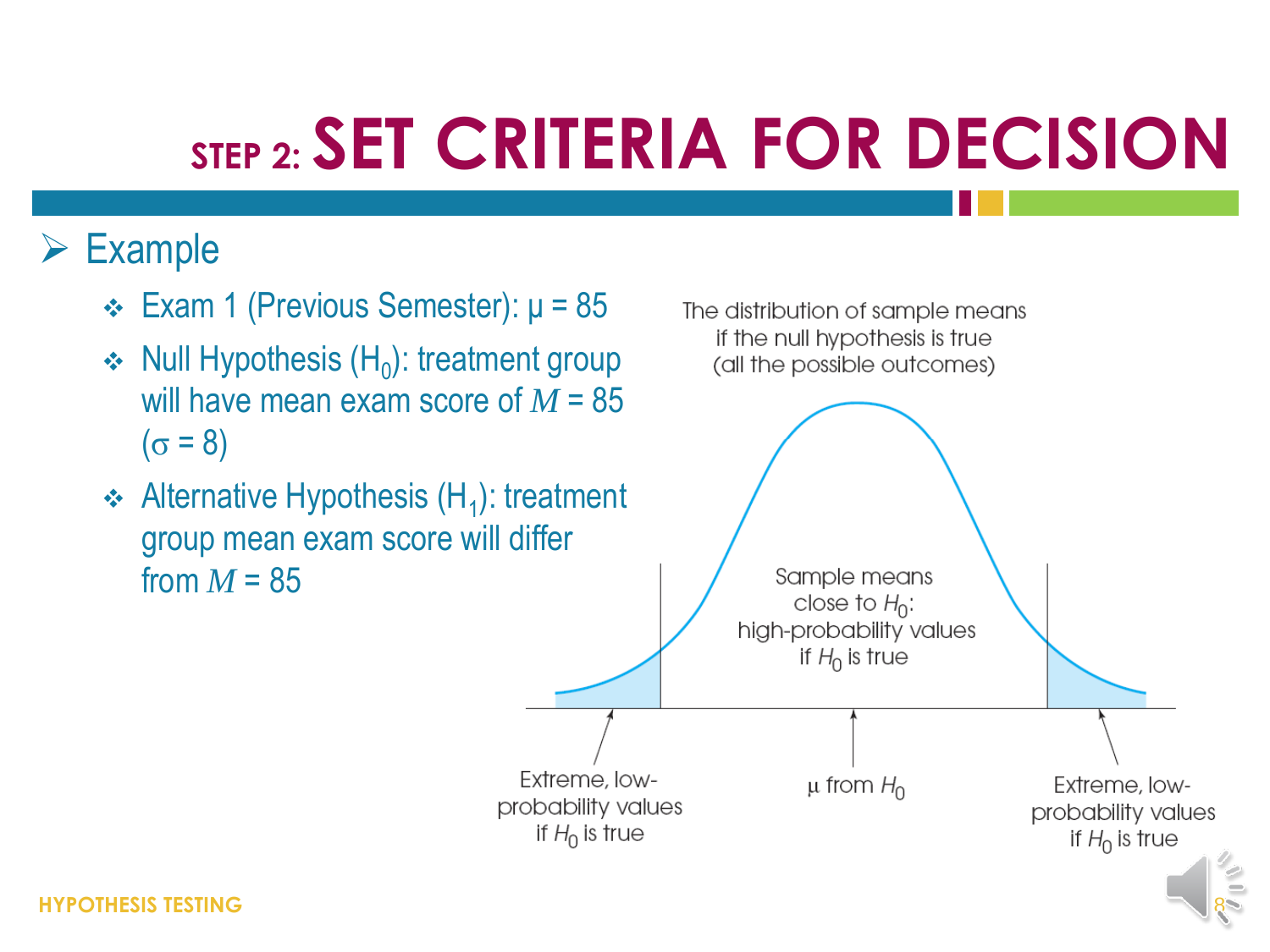# STEP 2: SET CRITERIA FOR DECISION

- Example
  - Exam 1 (Previous Semester): $\mu = 85$
  - Null Hypothesis ($H_0$): treatment group will have mean exam score of $M = 85$ ($\sigma = 8$)
  - Alternative Hypothesis ($H_1$): treatment group mean exam score will differ from $M = 85$

The distribution of sample means if the null hypothesis is true (all the possible outcomes)

Sample means close to $H_0$: high-probability values if $H_0$ is true

Extreme, low-probability values if $H_0$ is true

$\mu$ from $H_0$

Extreme, low-probability values if $H_0$ is true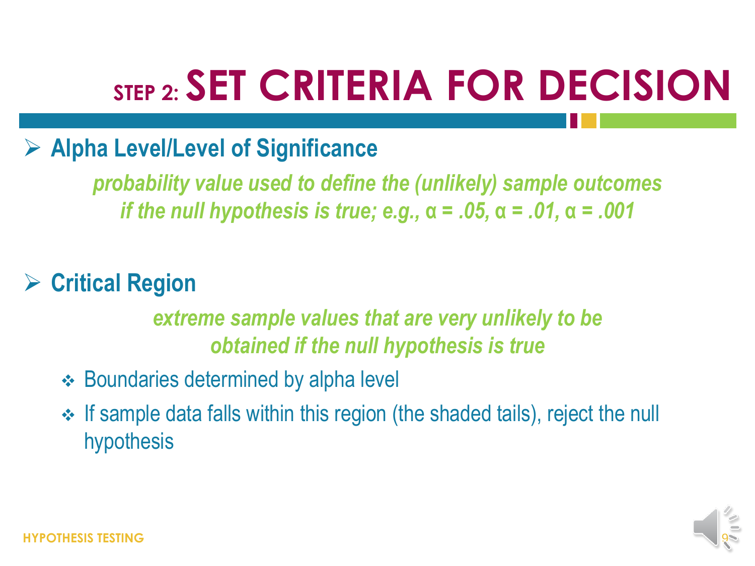# STEP 2: SET CRITERIA FOR DECISION

- **Alpha Level/Level of Significance**

  ***probability value used to define the (unlikely) sample outcomes if the null hypothesis is true; e.g., $\alpha = .05$, $\alpha = .01$, $\alpha = .001$***

- **Critical Region**

  ***extreme sample values that are very unlikely to be obtained if the null hypothesis is true***

  - Boundaries determined by alpha level
  - If sample data falls within this region (the shaded tails), reject the null hypothesis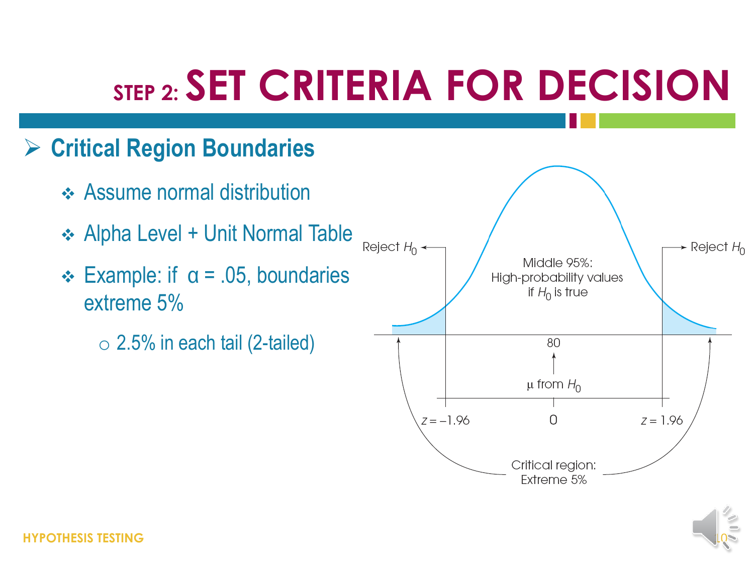# STEP 2: SET CRITERIA FOR DECISION

- **Critical Region Boundaries**
  - Assume normal distribution
  - Alpha Level + Unit Normal Table
  - Example: if $\alpha = .05$, boundaries extreme 5%
    - 2.5% in each tail (2-tailed)

Reject $H_0$

Reject $H_0$

Middle 95%: High-probability values if $H_0$ is true

80

$\mu$ from $H_0$

$z = -1.96$

0

$z = 1.96$

Critical region: Extreme 5%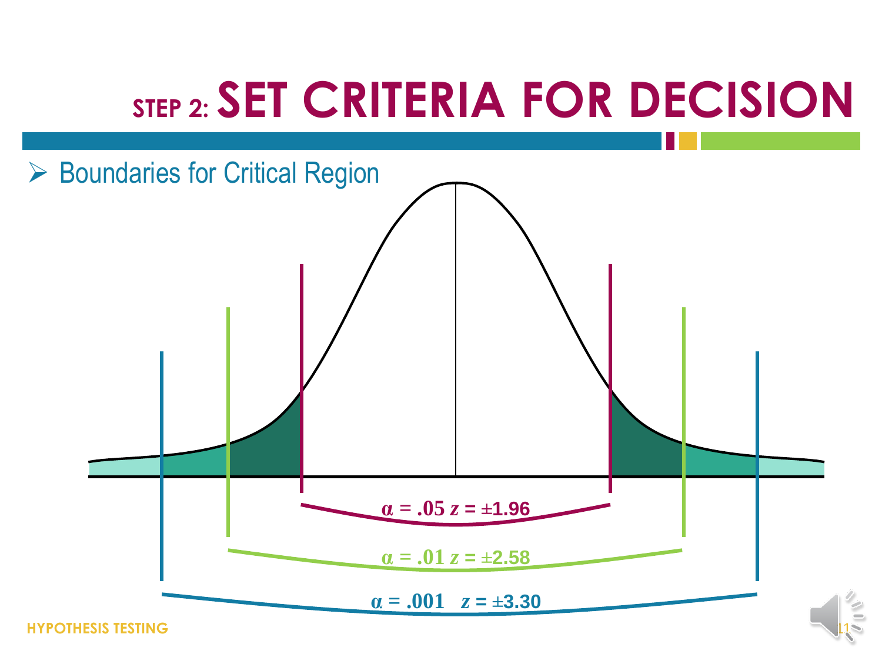# STEP 2: SET CRITERIA FOR DECISION

- Boundaries for Critical Region

$\alpha = .05$ $z = \pm 1.96$

$\alpha = .01$ $z = \pm 2.58$

$\alpha = .001$ $z = \pm 3.30$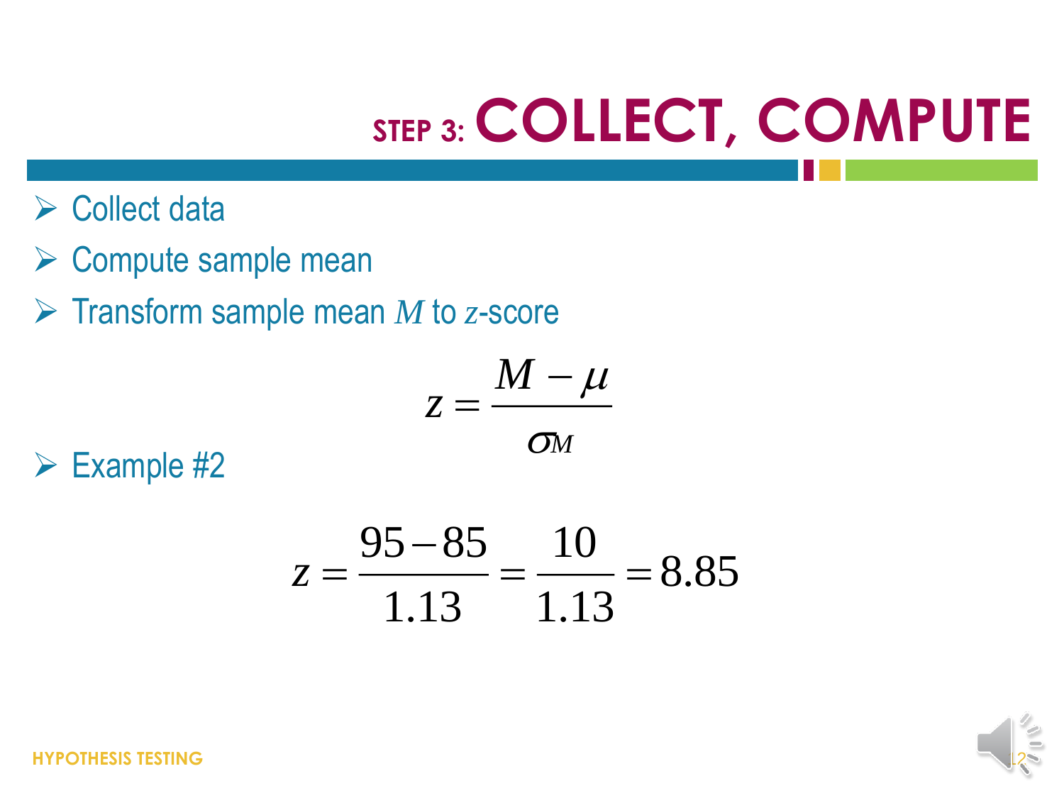# STEP 3: COLLECT, COMPUTE

- Collect data
- Compute sample mean
- Transform sample mean $M$ to $z$-score

$$z = \frac{M - \mu}{\sigma_M}$$

- Example #2

$$z = \frac{95 - 85}{1.13} = \frac{10}{1.13} = 8.85$$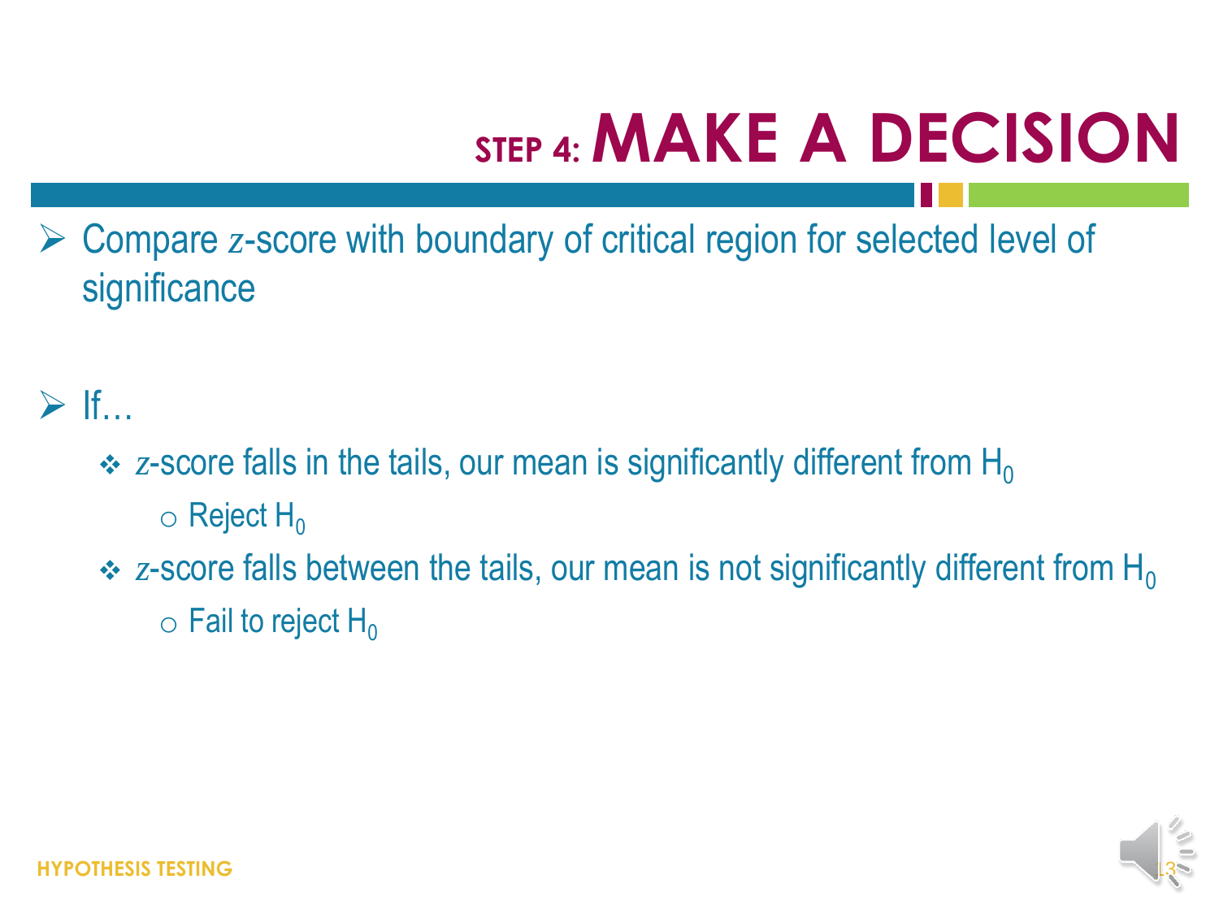# STEP 4: MAKE A DECISION

- Compare $z$-score with boundary of critical region for selected level of significance

- If…
  - $z$-score falls in the tails, our mean is significantly different from $H_0$
    - Reject $H_0$
  - $z$-score falls between the tails, our mean is not significantly different from $H_0$
    - Fail to reject $H_0$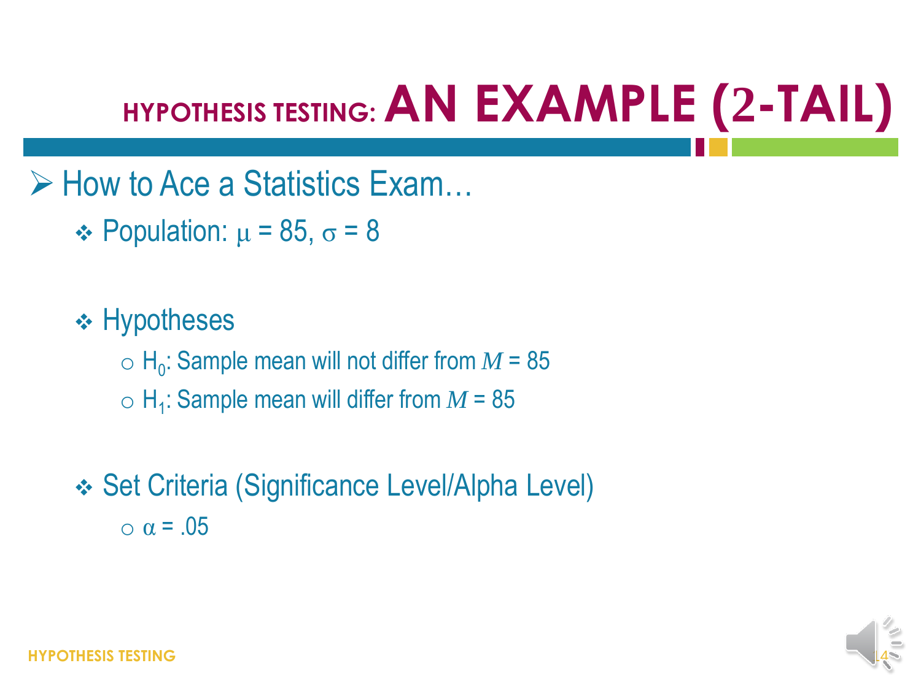# HYPOTHESIS TESTING: AN EXAMPLE (2-TAIL)

- How to Ace a Statistics Exam…
  - Population: $\mu = 85$, $\sigma = 8$
  - Hypotheses
    - $H_0$: Sample mean will not differ from $M = 85$
    - $H_1$: Sample mean will differ from $M = 85$
  - Set Criteria (Significance Level/Alpha Level)
    - $\alpha = .05$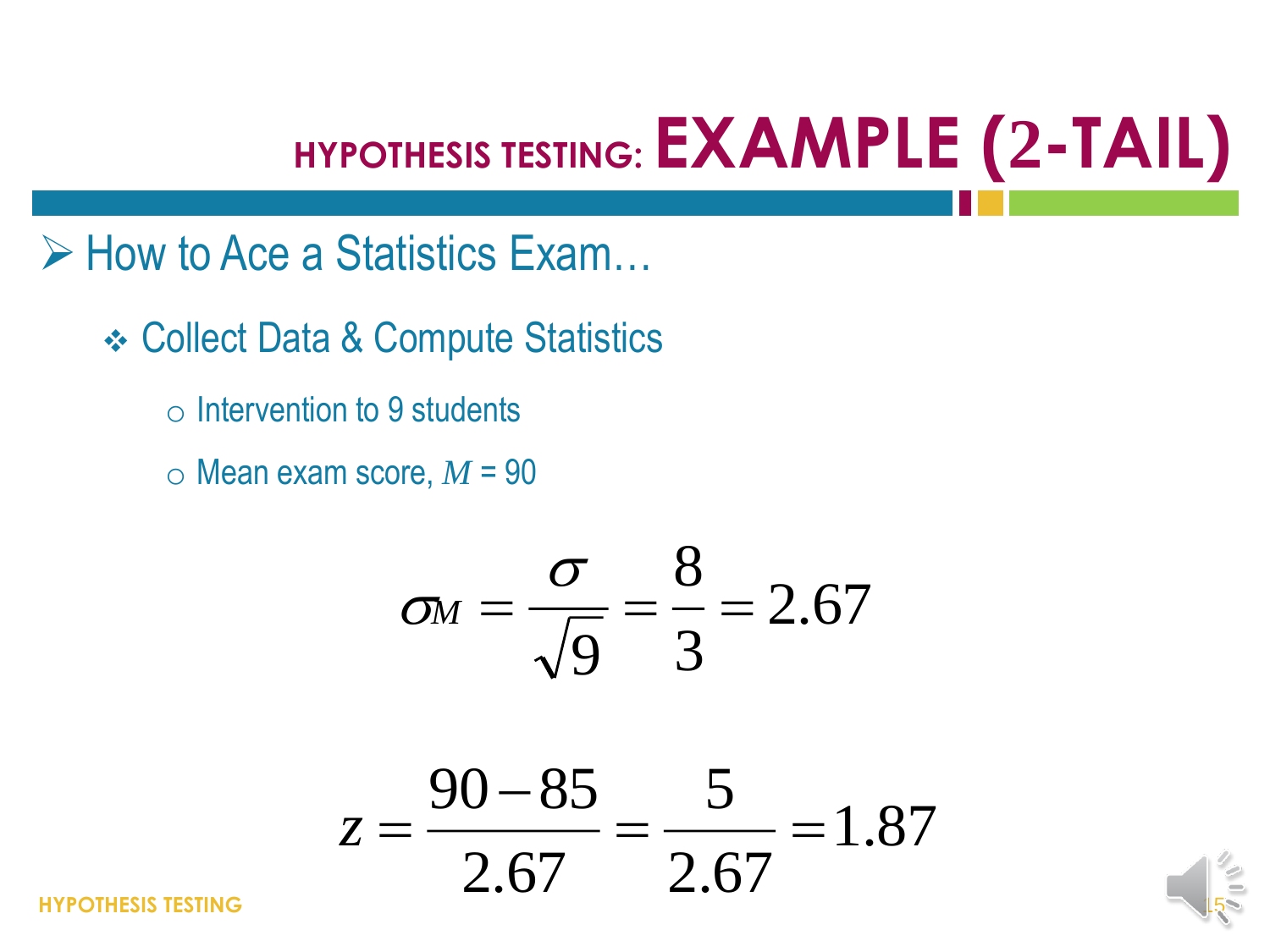# HYPOTHESIS TESTING: EXAMPLE (2-TAIL)

- How to Ace a Statistics Exam…
  - Collect Data & Compute Statistics
    - Intervention to 9 students
    - Mean exam score, $M$ = 90

$$\sigma_M = \frac{\sigma}{\sqrt{9}} = \frac{8}{3} = 2.67$$

$$z = \frac{90 - 85}{2.67} = \frac{5}{2.67} = 1.87$$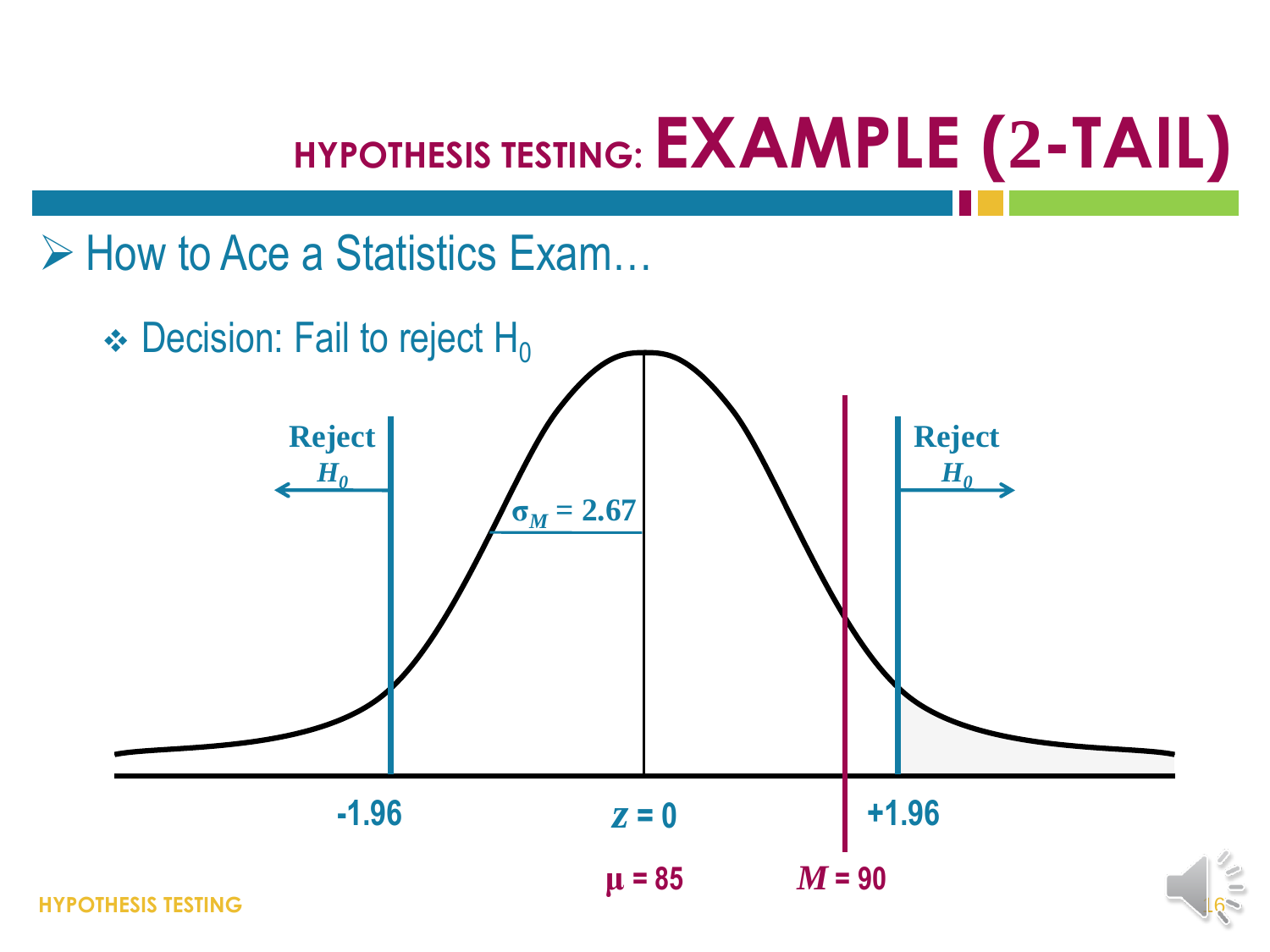# HYPOTHESIS TESTING: EXAMPLE (2-TAIL)

- How to Ace a Statistics Exam…
  - Decision: Fail to reject $H_0$

Reject $H_0$

Reject $H_0$

$\sigma_M = 2.67$

-1.96

$z = 0$

+1.96

$\mu = 85$

$M = 90$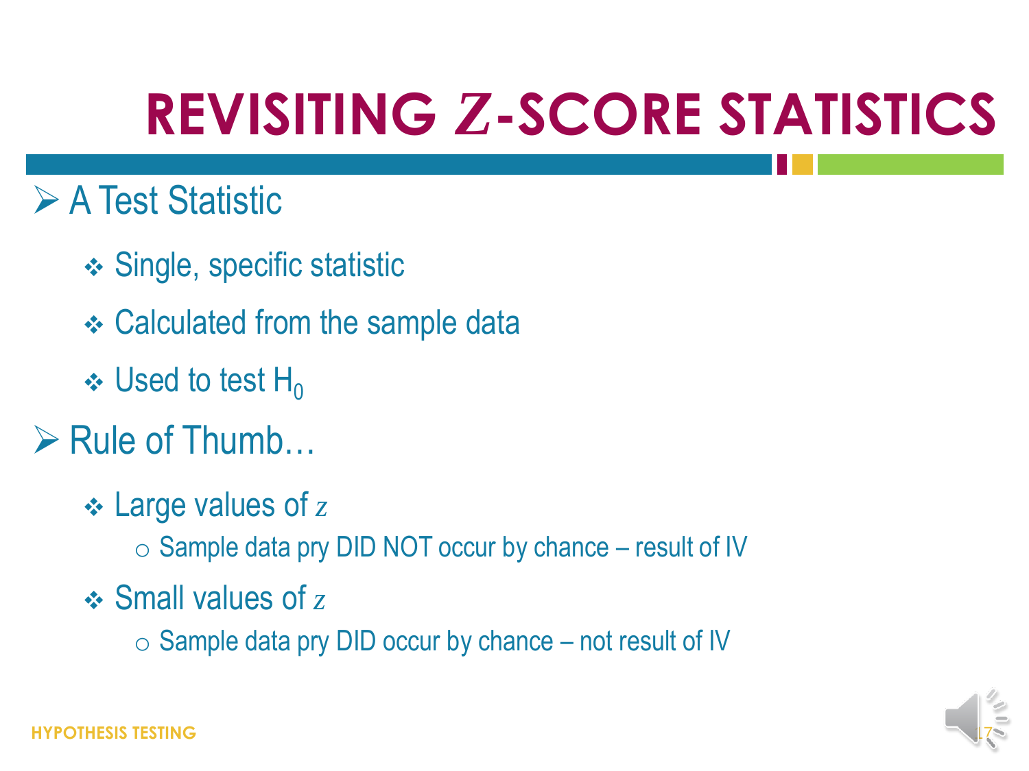# REVISITING $Z$-SCORE STATISTICS

- A Test Statistic
  - Single, specific statistic
  - Calculated from the sample data
  - Used to test $H_0$
- Rule of Thumb…
  - Large values of $z$
    - Sample data pry DID NOT occur by chance – result of IV
  - Small values of $z$
    - Sample data pry DID occur by chance – not result of IV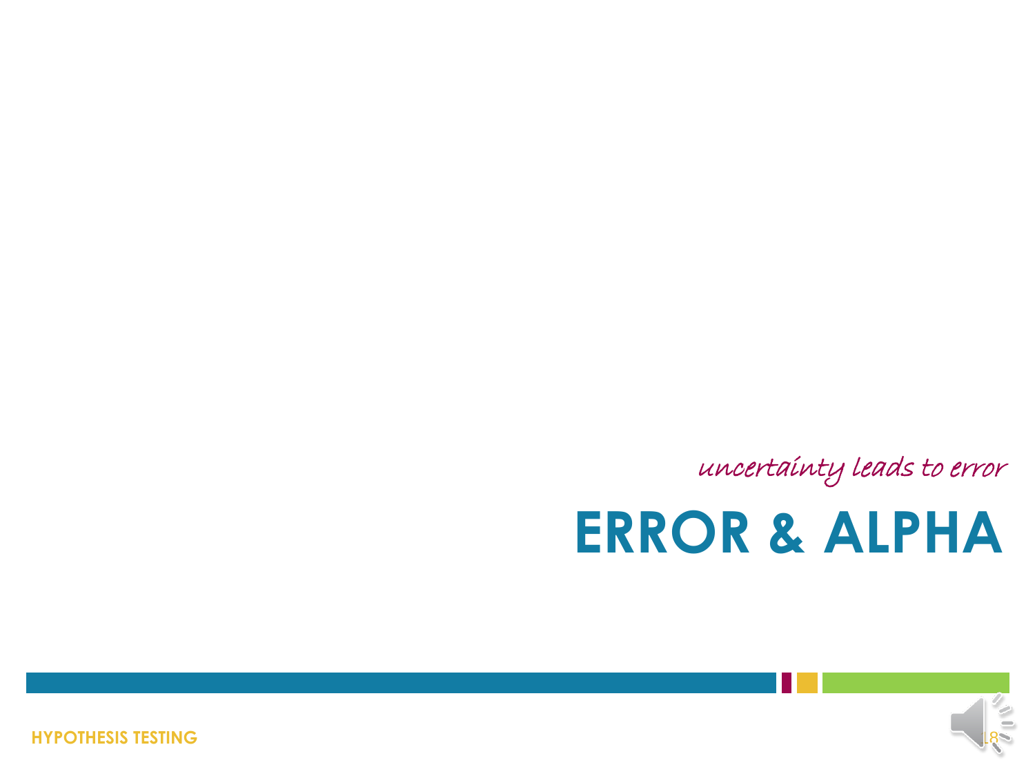*uncertainty leads to error*

# ERROR & ALPHA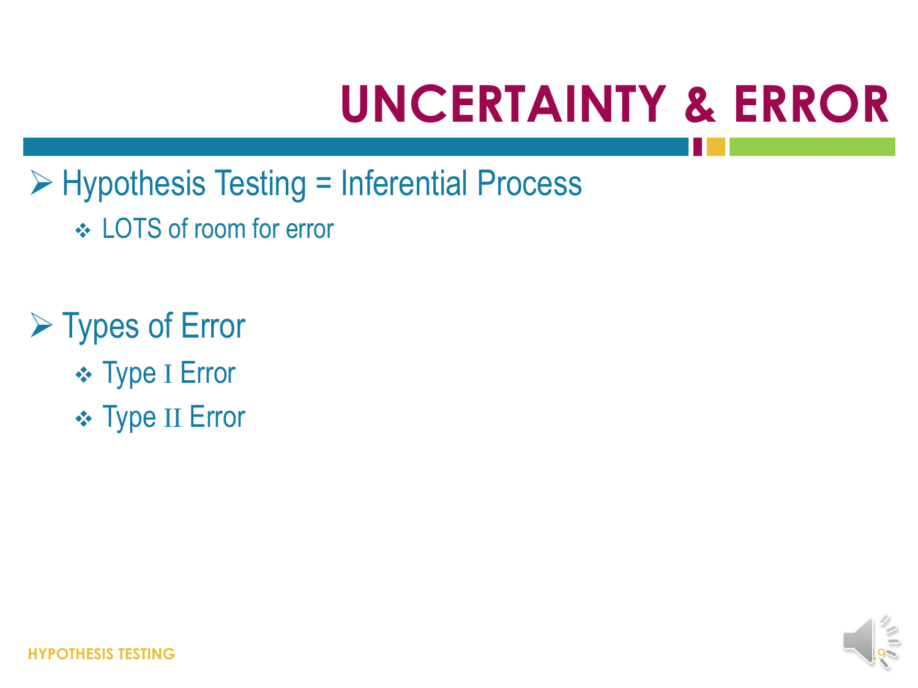# UNCERTAINTY & ERROR

- Hypothesis Testing = Inferential Process
  - LOTS of room for error

- Types of Error
  - Type I Error
  - Type II Error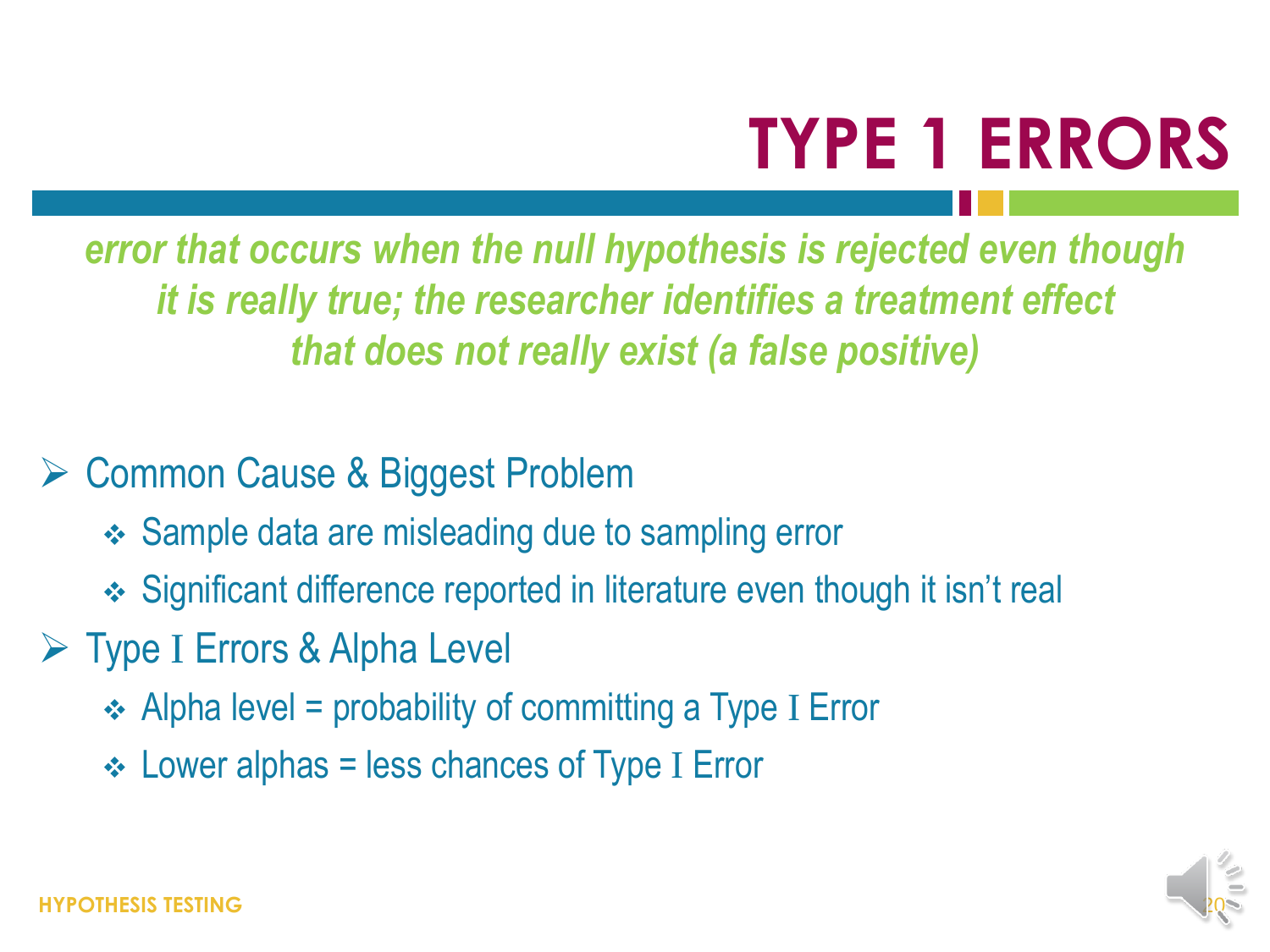# TYPE 1 ERRORS

***error that occurs when the null hypothesis is rejected even though it is really true; the researcher identifies a treatment effect that does not really exist (a false positive)***

- Common Cause & Biggest Problem
  - Sample data are misleading due to sampling error
  - Significant difference reported in literature even though it isn't real
- Type I Errors & Alpha Level
  - Alpha level = probability of committing a Type I Error
  - Lower alphas = less chances of Type I Error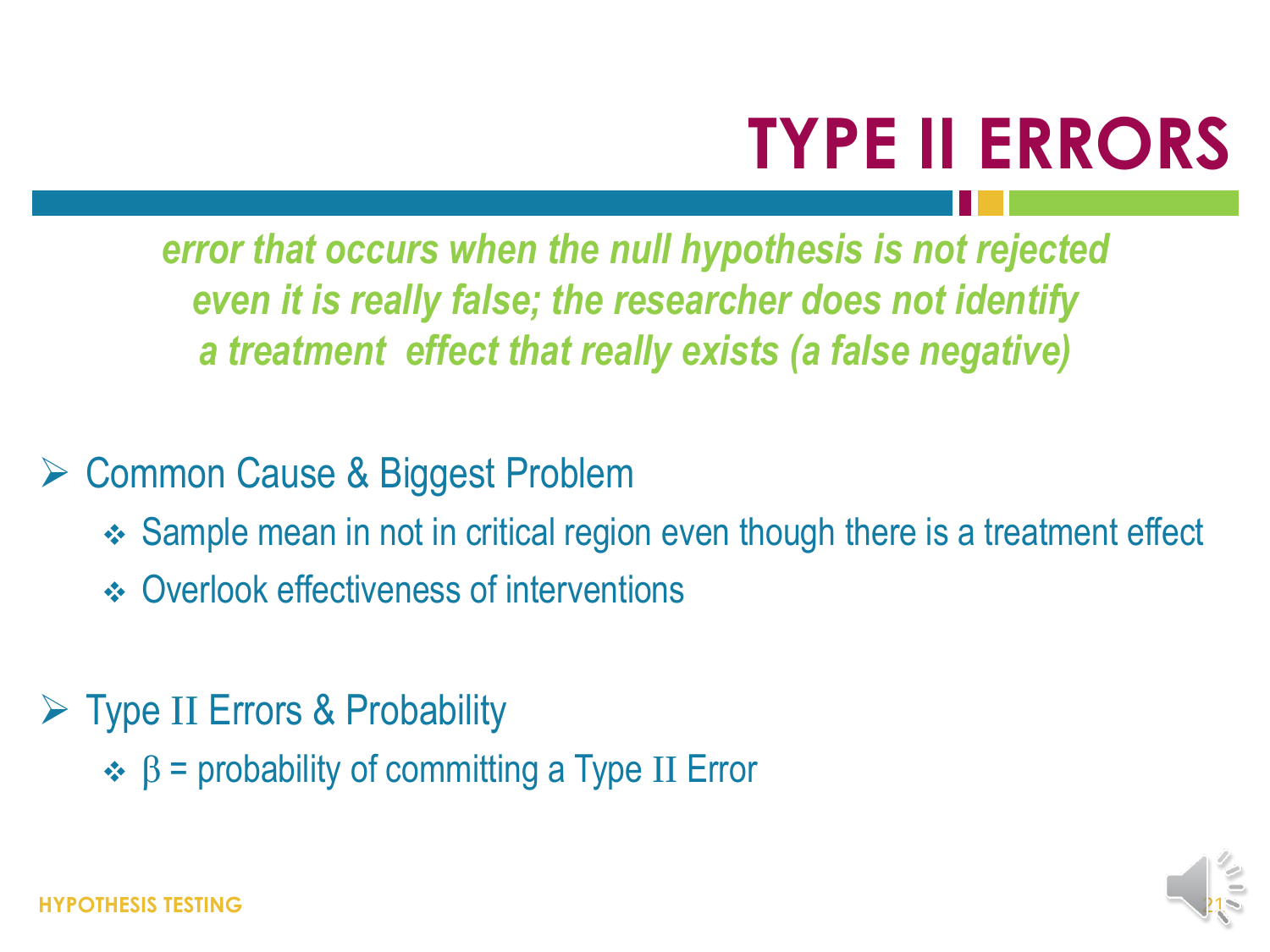# TYPE II ERRORS

*error that occurs when the null hypothesis is not rejected even it is really false; the researcher does not identify a treatment effect that really exists (a false negative)*

- Common Cause & Biggest Problem
  - Sample mean in not in critical region even though there is a treatment effect
  - Overlook effectiveness of interventions

- Type II Errors & Probability
  - $\beta$ = probability of committing a Type II Error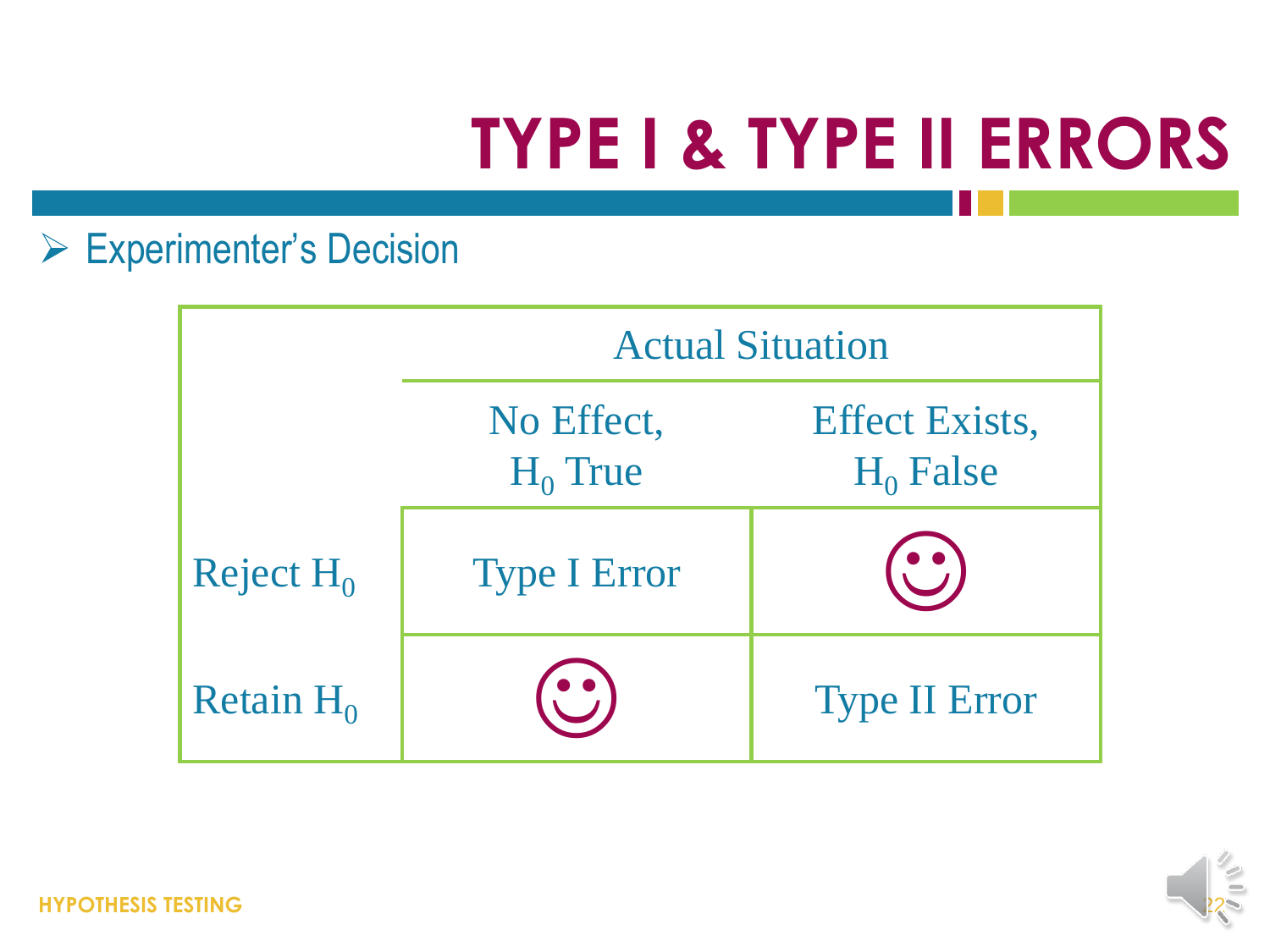# TYPE I & TYPE II ERRORS

- Experimenter's Decision

| | Actual Situation | |
|---|---|---|
| | No Effect, $H_0$ True | Effect Exists, $H_0$ False |
| Reject $H_0$ | Type I Error | ☺ |
| Retain $H_0$ | ☺ | Type II Error |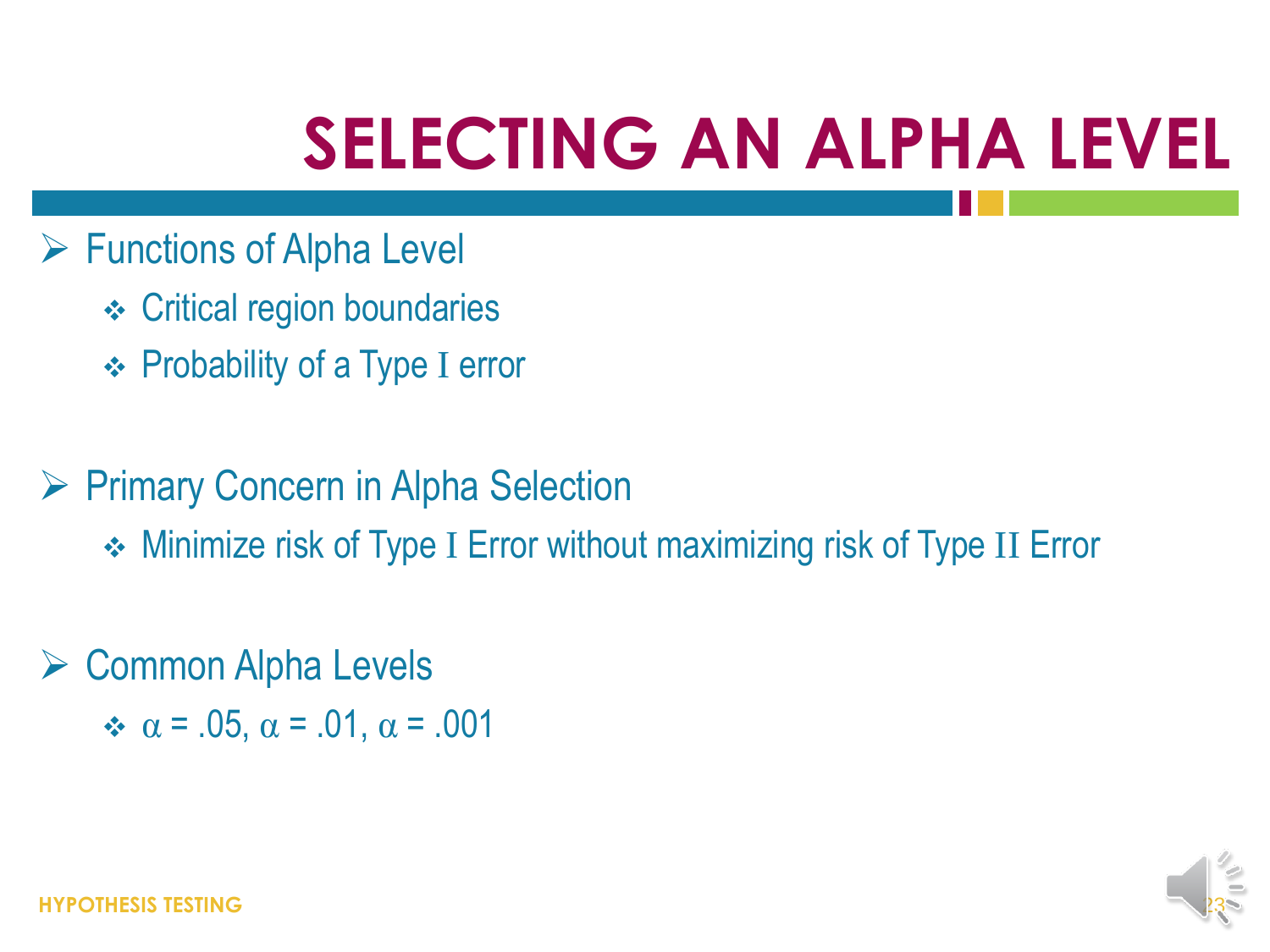# SELECTING AN ALPHA LEVEL

- Functions of Alpha Level
  - Critical region boundaries
  - Probability of a Type I error

- Primary Concern in Alpha Selection
  - Minimize risk of Type I Error without maximizing risk of Type II Error

- Common Alpha Levels
  - $\alpha = .05$, $\alpha = .01$, $\alpha = .001$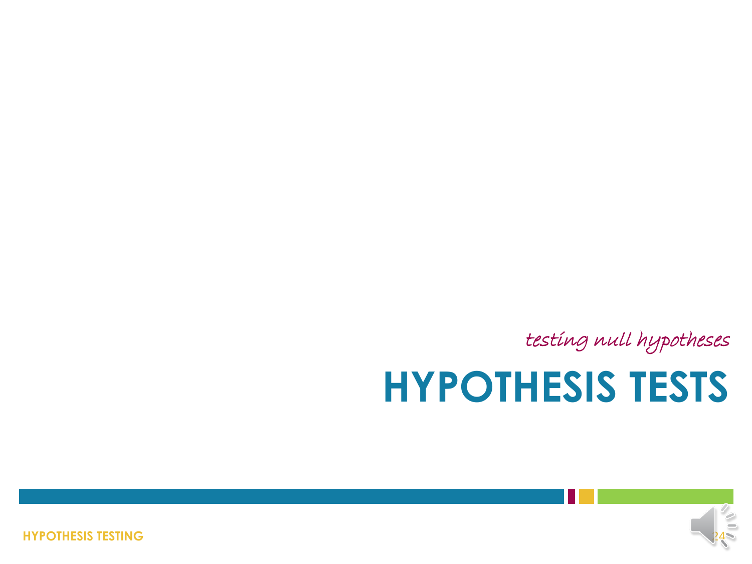*testing null hypotheses*

# HYPOTHESIS TESTS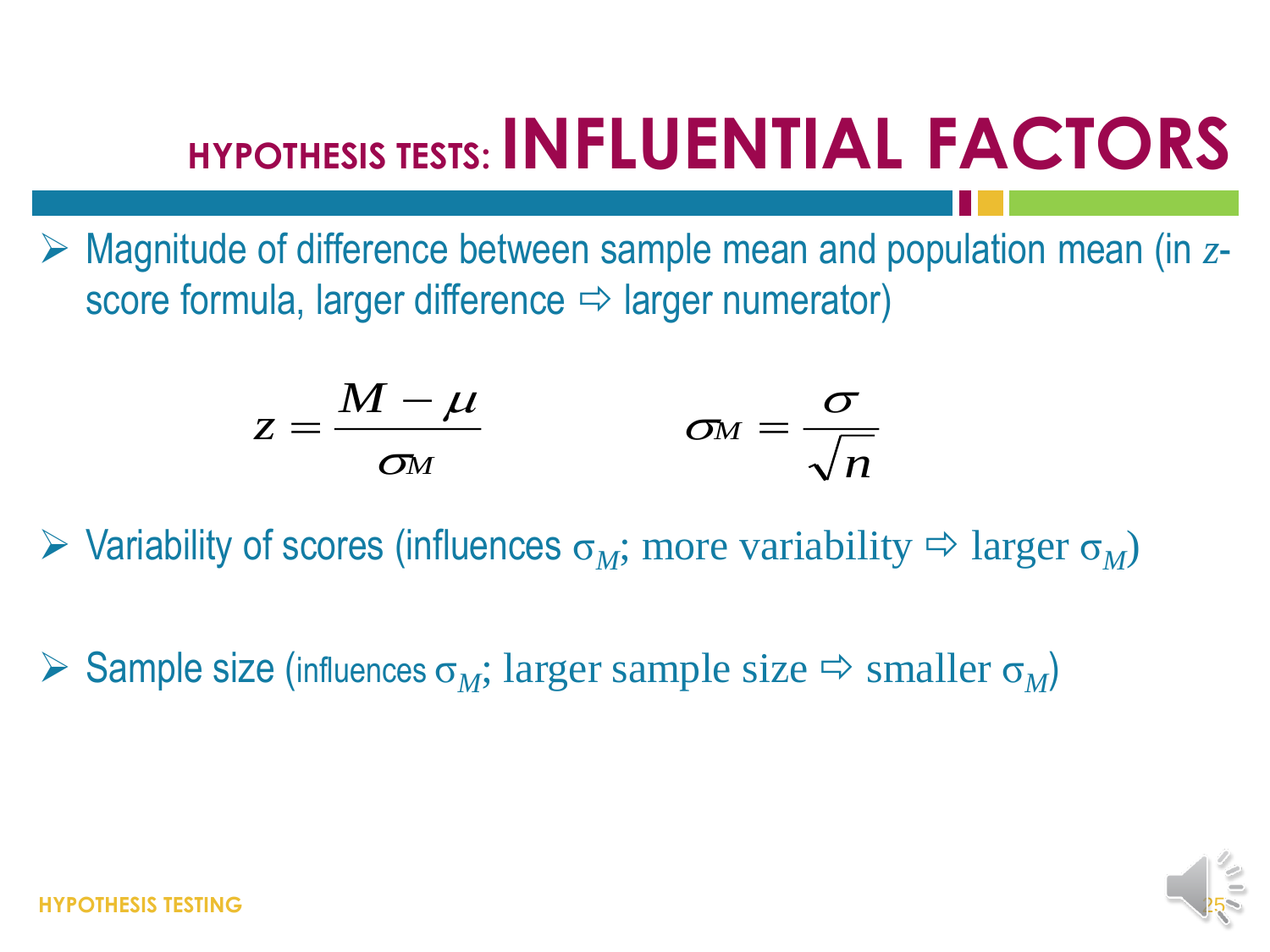# HYPOTHESIS TESTS: INFLUENTIAL FACTORS

- Magnitude of difference between sample mean and population mean (in $z$-score formula, larger difference ⇨ larger numerator)

$$z = \frac{M - \mu}{\sigma_M} \qquad \sigma_M = \frac{\sigma}{\sqrt{n}}$$

- Variability of scores (influences $\sigma_M$; more variability ⇨ larger $\sigma_M$)

- Sample size (influences $\sigma_M$; larger sample size ⇨ smaller $\sigma_M$)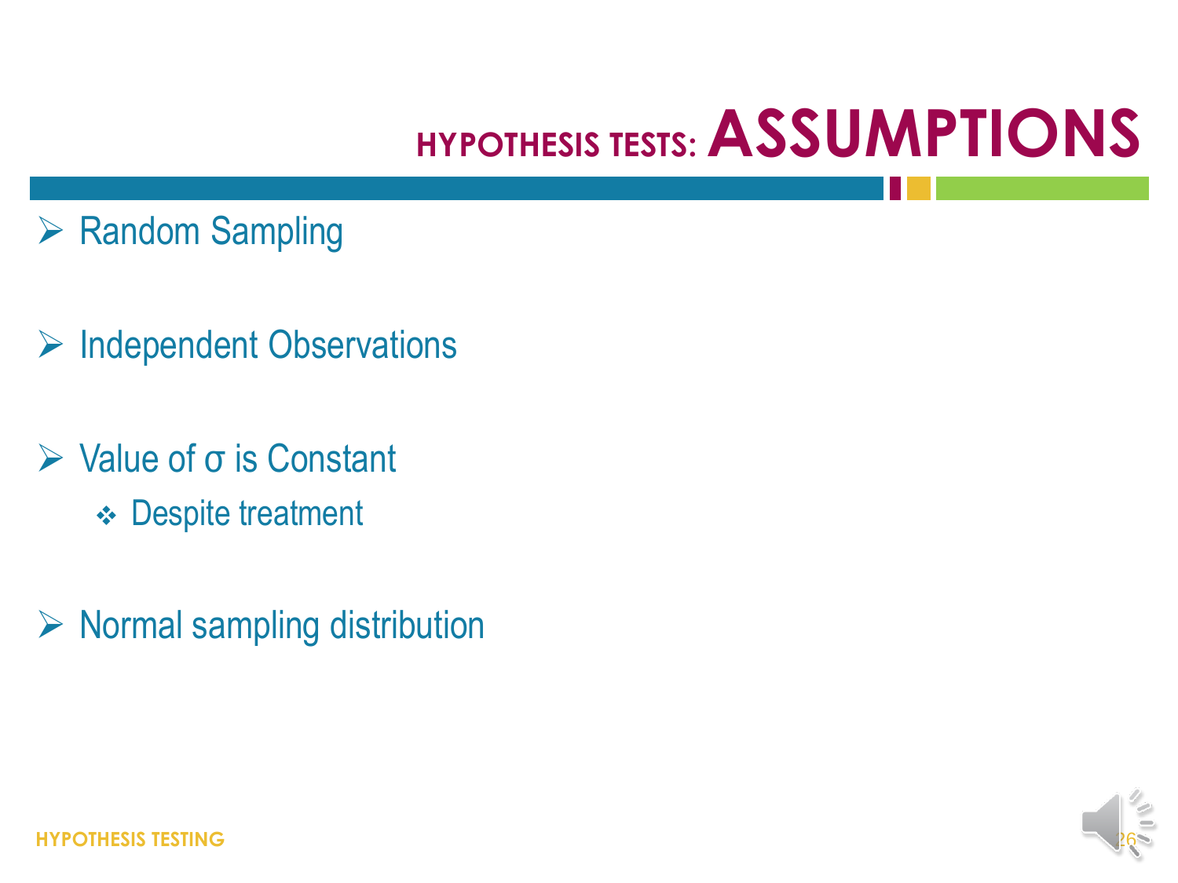# HYPOTHESIS TESTS: ASSUMPTIONS

- Random Sampling

- Independent Observations

- Value of $\sigma$ is Constant
  - Despite treatment

- Normal sampling distribution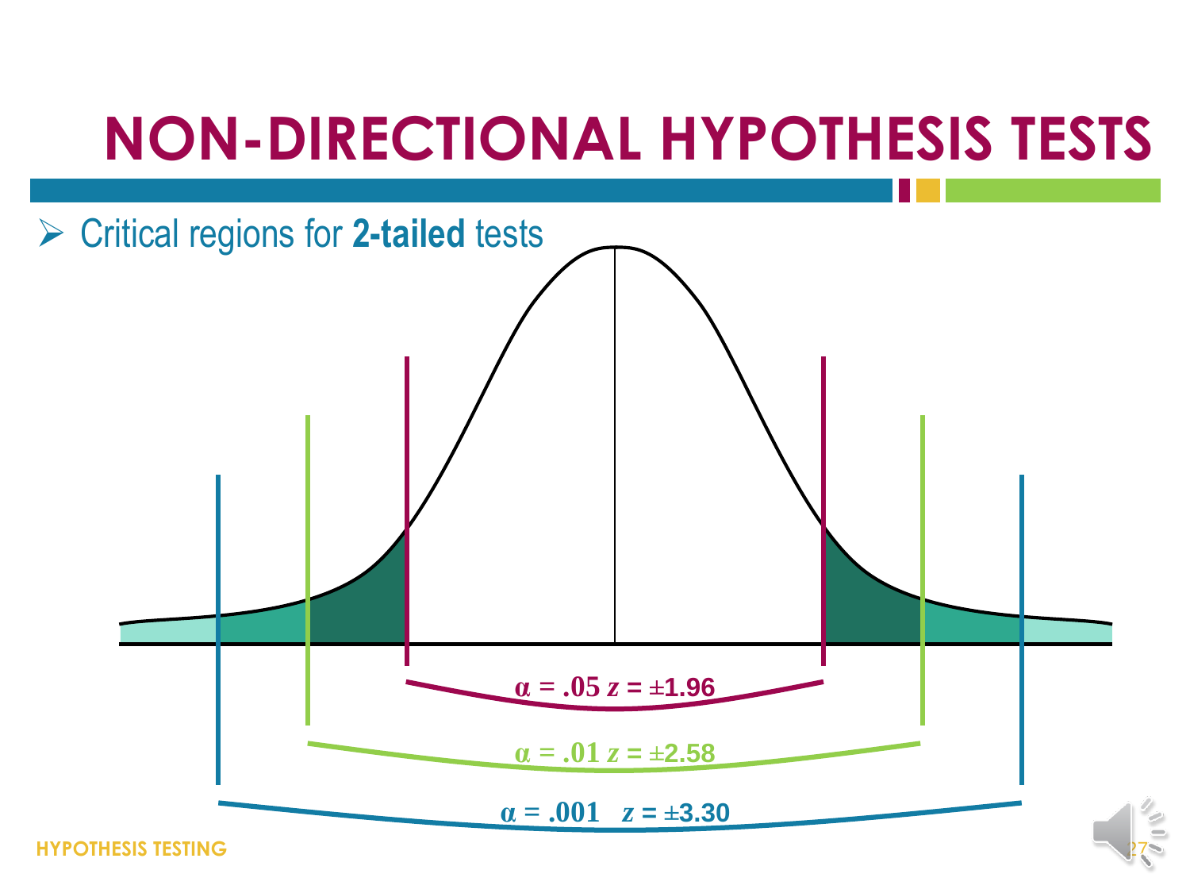# NON-DIRECTIONAL HYPOTHESIS TESTS

- Critical regions for **2-tailed** tests

$\alpha = .05$ $z = \pm 1.96$

$\alpha = .01$ $z = \pm 2.58$

$\alpha = .001$ $z = \pm 3.30$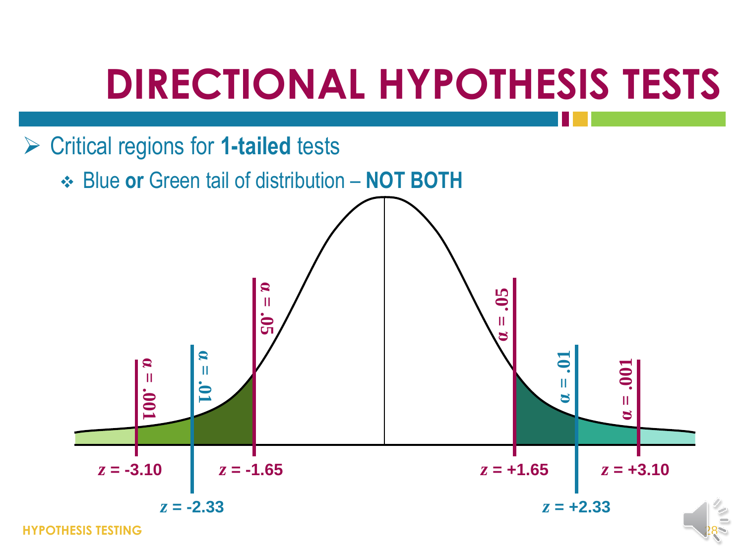# DIRECTIONAL HYPOTHESIS TESTS

- Critical regions for **1-tailed** tests
  - Blue **or** Green tail of distribution – **NOT BOTH**

$\alpha = .001$ $\alpha = .01$ $\alpha = .05$ $\alpha = .05$ $\alpha = .01$ $\alpha = .001$

$z = -3.10$ $z = -2.33$ $z = -1.65$ $z = +1.65$ $z = +2.33$ $z = +3.10$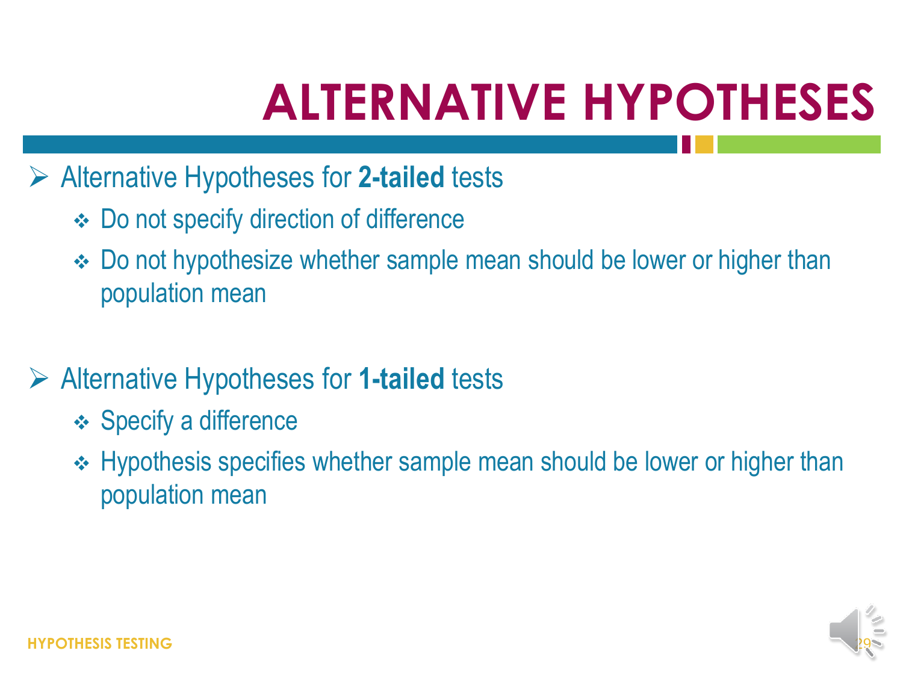# ALTERNATIVE HYPOTHESES

- Alternative Hypotheses for **2-tailed** tests
  - Do not specify direction of difference
  - Do not hypothesize whether sample mean should be lower or higher than population mean

- Alternative Hypotheses for **1-tailed** tests
  - Specify a difference
  - Hypothesis specifies whether sample mean should be lower or higher than population mean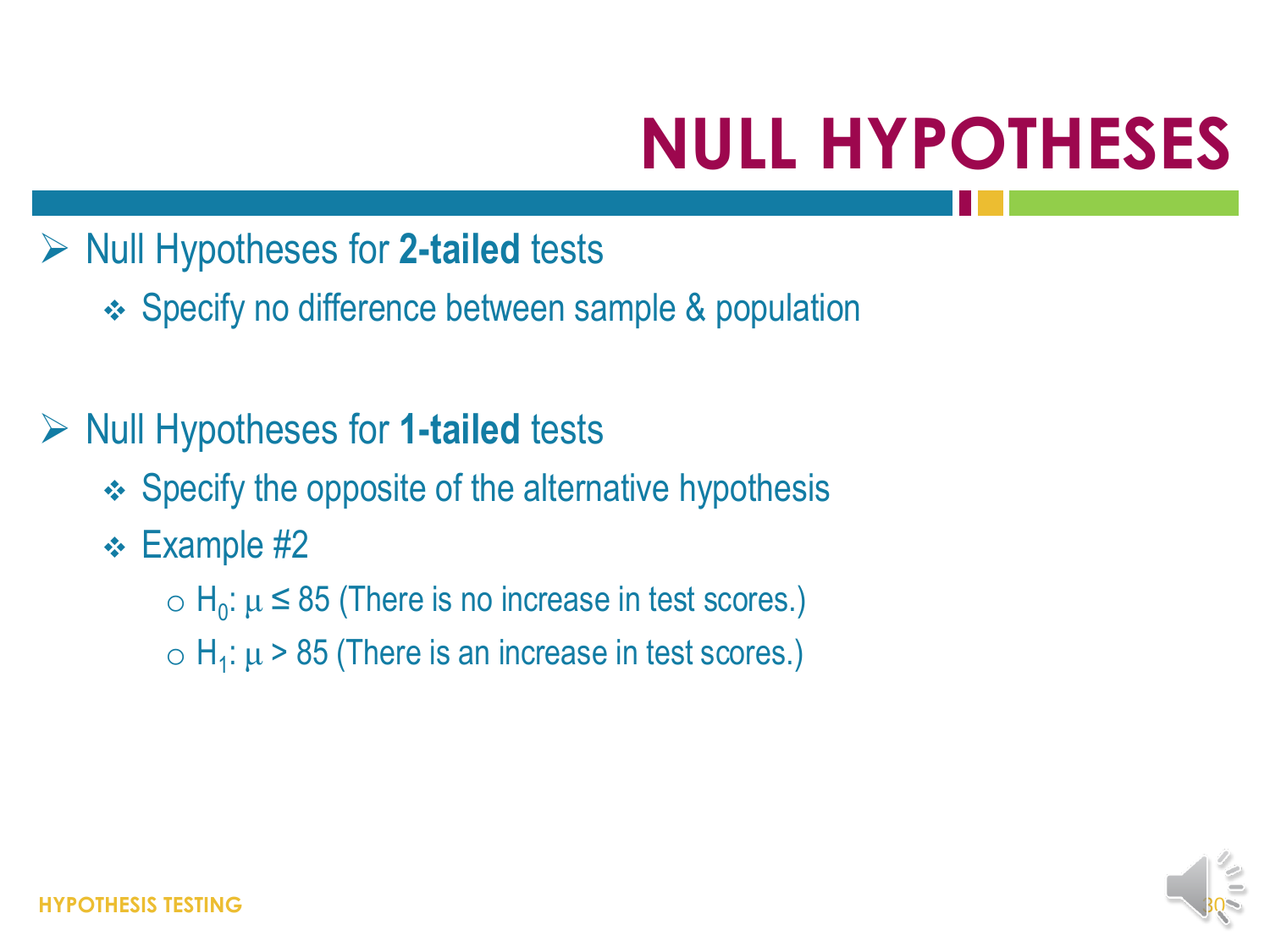# NULL HYPOTHESES

- Null Hypotheses for **2-tailed** tests
  - Specify no difference between sample & population

- Null Hypotheses for **1-tailed** tests
  - Specify the opposite of the alternative hypothesis
  - Example #2
    - $H_0$: $\mu \leq 85$ (There is no increase in test scores.)
    - $H_1$: $\mu > 85$ (There is an increase in test scores.)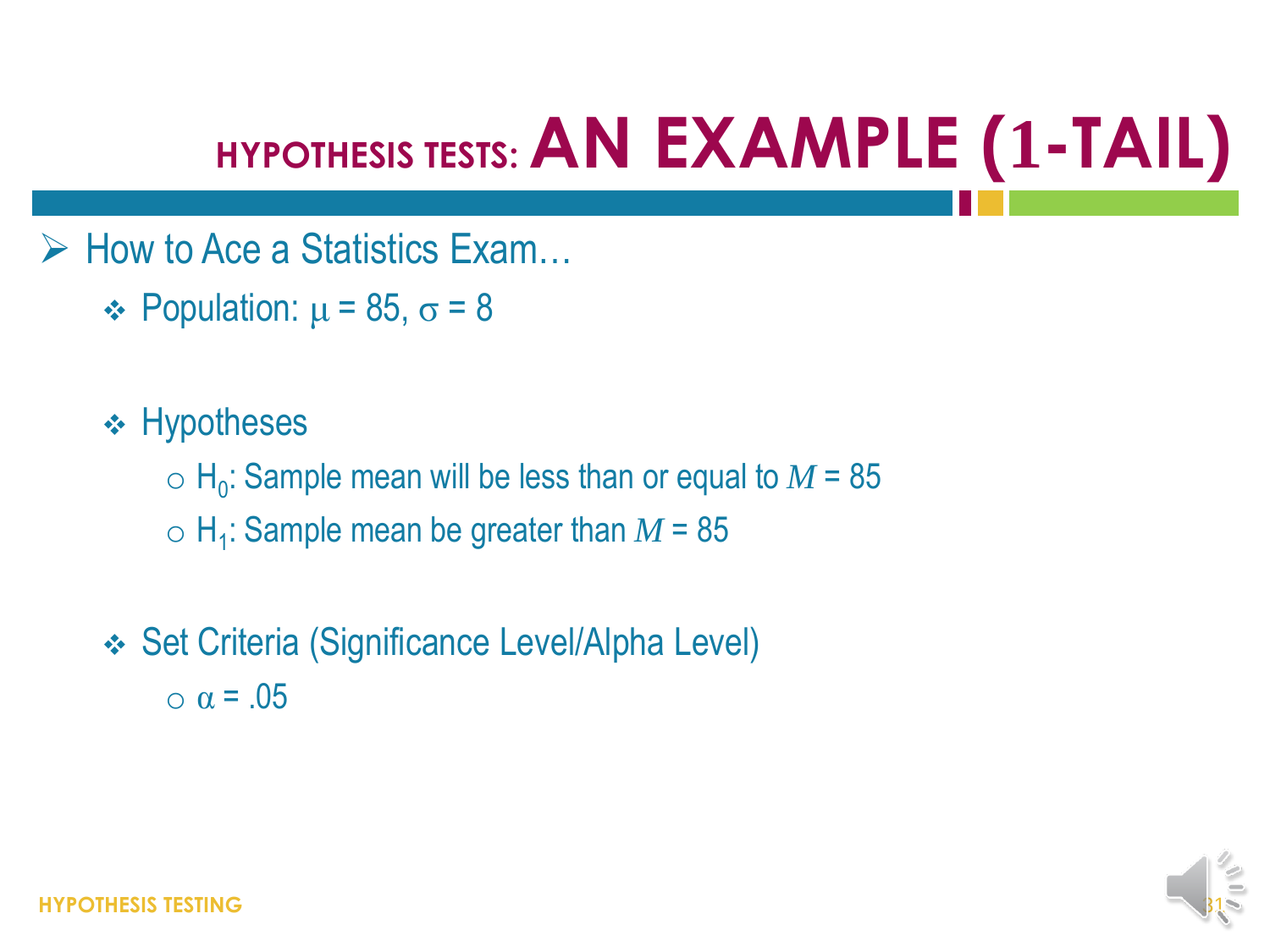# HYPOTHESIS TESTS: AN EXAMPLE (1-TAIL)

- How to Ace a Statistics Exam…
  - Population: $\mu = 85$, $\sigma = 8$
  - Hypotheses
    - $H_0$: Sample mean will be less than or equal to $M = 85$
    - $H_1$: Sample mean be greater than $M = 85$
  - Set Criteria (Significance Level/Alpha Level)
    - $\alpha = .05$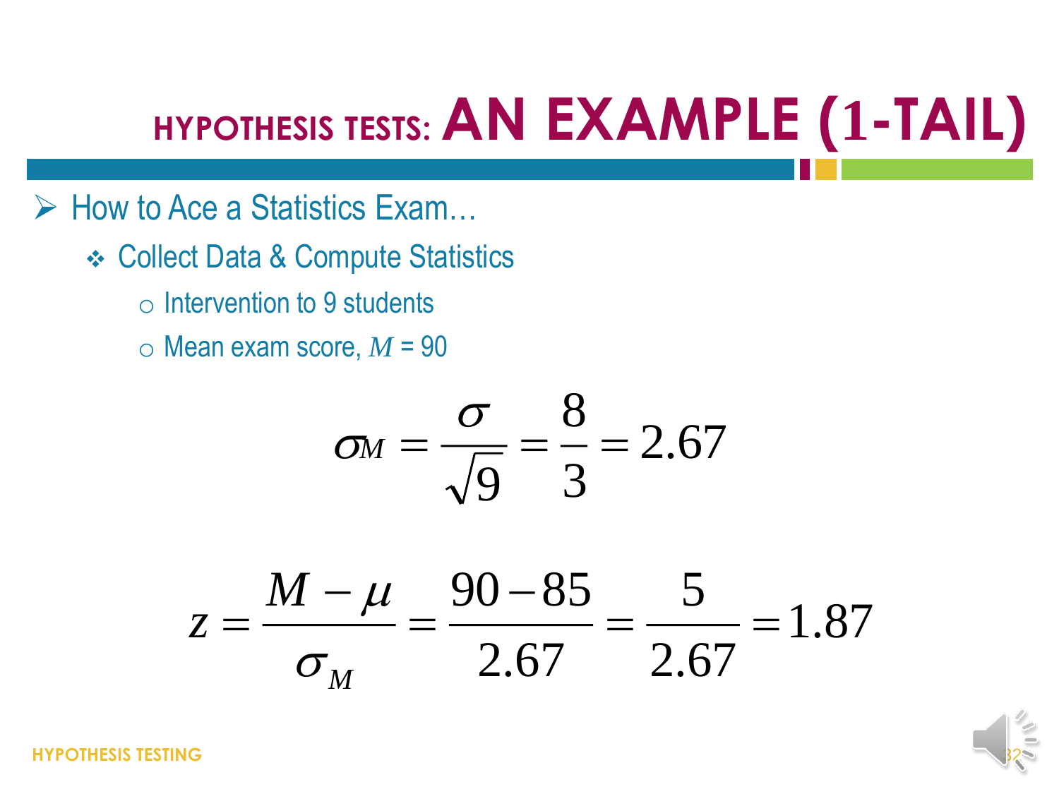# HYPOTHESIS TESTS: AN EXAMPLE (1-TAIL)

- How to Ace a Statistics Exam…
  - Collect Data & Compute Statistics
    - Intervention to 9 students
    - Mean exam score, $M$ = 90

$$\sigma_M = \frac{\sigma}{\sqrt{9}} = \frac{8}{3} = 2.67$$

$$z = \frac{M - \mu}{\sigma_M} = \frac{90 - 85}{2.67} = \frac{5}{2.67} = 1.87$$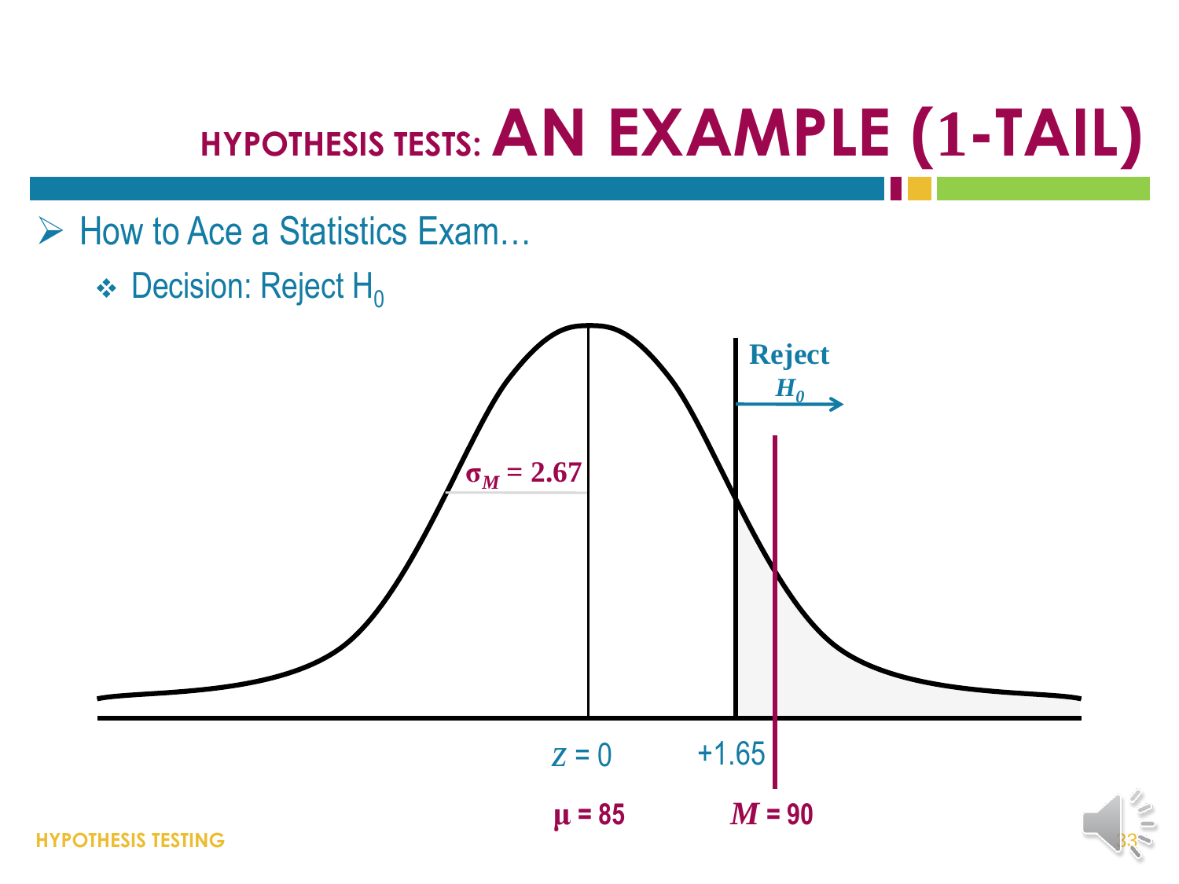# HYPOTHESIS TESTS: AN EXAMPLE (1-TAIL)

- How to Ace a Statistics Exam…
  - Decision: Reject $H_0$

Reject $H_0$

$\sigma_M = 2.67$

$z = 0$ &nbsp;&nbsp; $+1.65$

$\mu = 85$ &nbsp;&nbsp; $M = 90$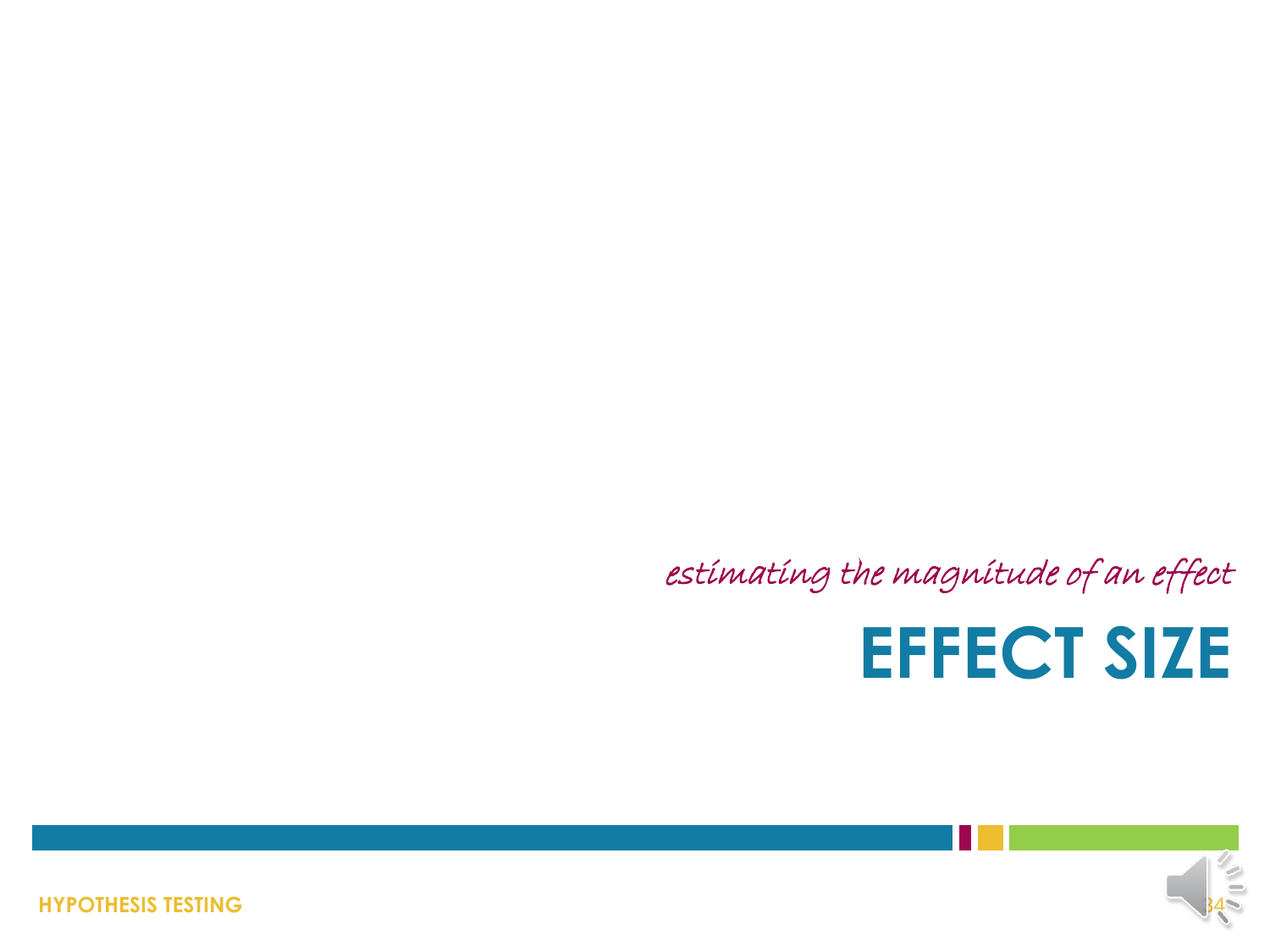*estimating the magnitude of an effect*

# EFFECT SIZE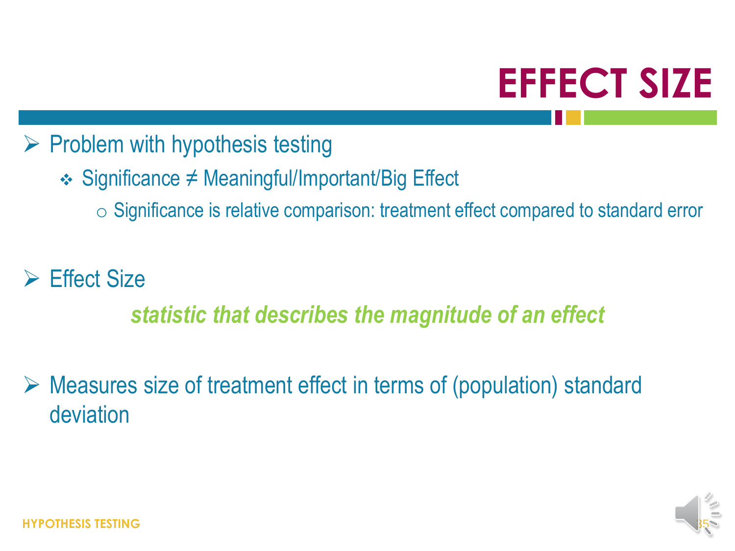# EFFECT SIZE

- Problem with hypothesis testing
  - Significance ≠ Meaningful/Important/Big Effect
    - Significance is relative comparison: treatment effect compared to standard error

- Effect Size

  ***statistic that describes the magnitude of an effect***

- Measures size of treatment effect in terms of (population) standard deviation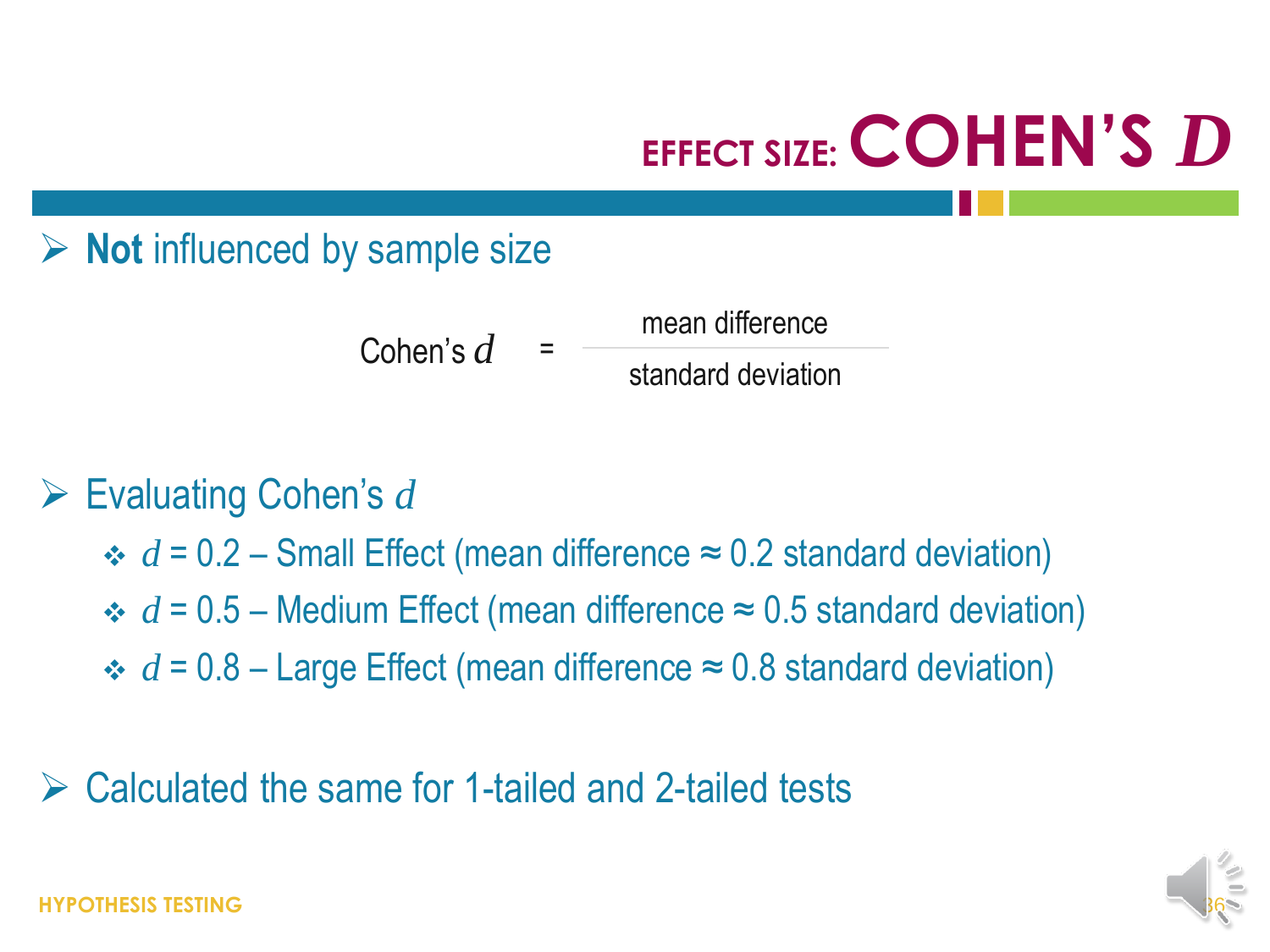# EFFECT SIZE: COHEN'S *D*

- **Not** influenced by sample size

$$\text{Cohen's } d = \frac{\text{mean difference}}{\text{standard deviation}}$$

- Evaluating Cohen's $d$
  - $d = 0.2$ – Small Effect (mean difference ≈ 0.2 standard deviation)
  - $d = 0.5$ – Medium Effect (mean difference ≈ 0.5 standard deviation)
  - $d = 0.8$ – Large Effect (mean difference ≈ 0.8 standard deviation)

- Calculated the same for 1-tailed and 2-tailed tests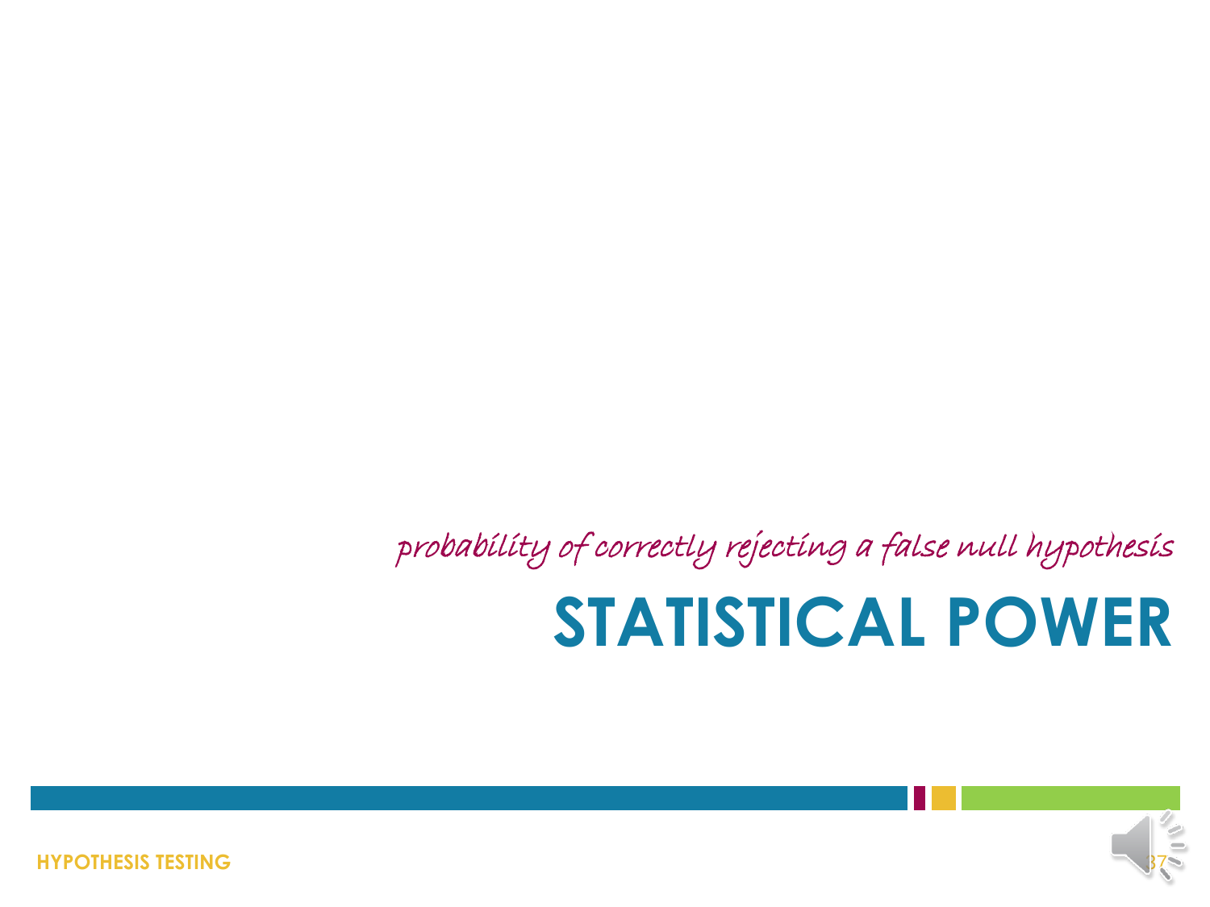*probability of correctly rejecting a false null hypothesis*

# STATISTICAL POWER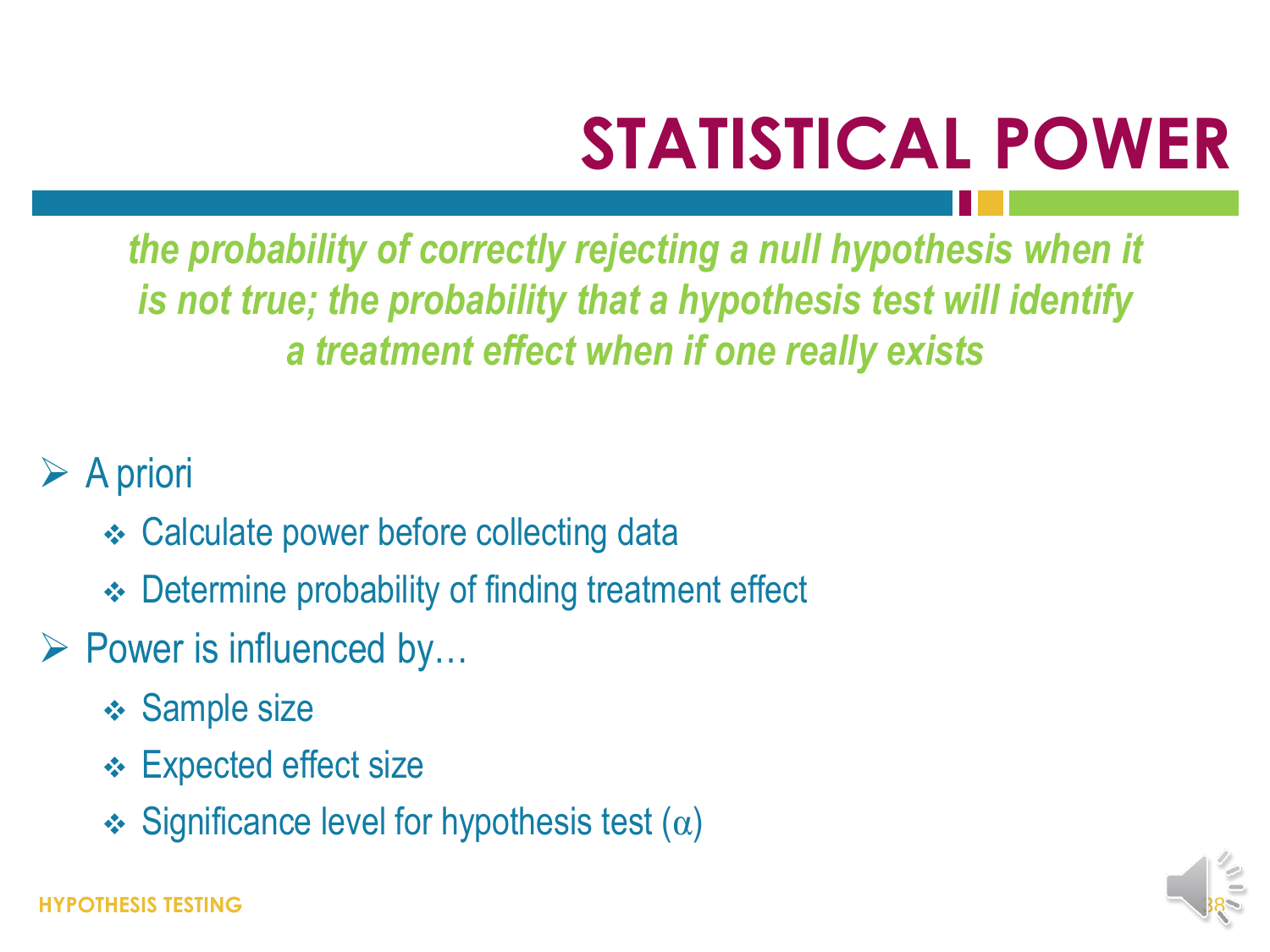# STATISTICAL POWER

***the probability of correctly rejecting a null hypothesis when it is not true; the probability that a hypothesis test will identify a treatment effect when if one really exists***

- A priori
  - Calculate power before collecting data
  - Determine probability of finding treatment effect
- Power is influenced by…
  - Sample size
  - Expected effect size
  - Significance level for hypothesis test ($\alpha$)